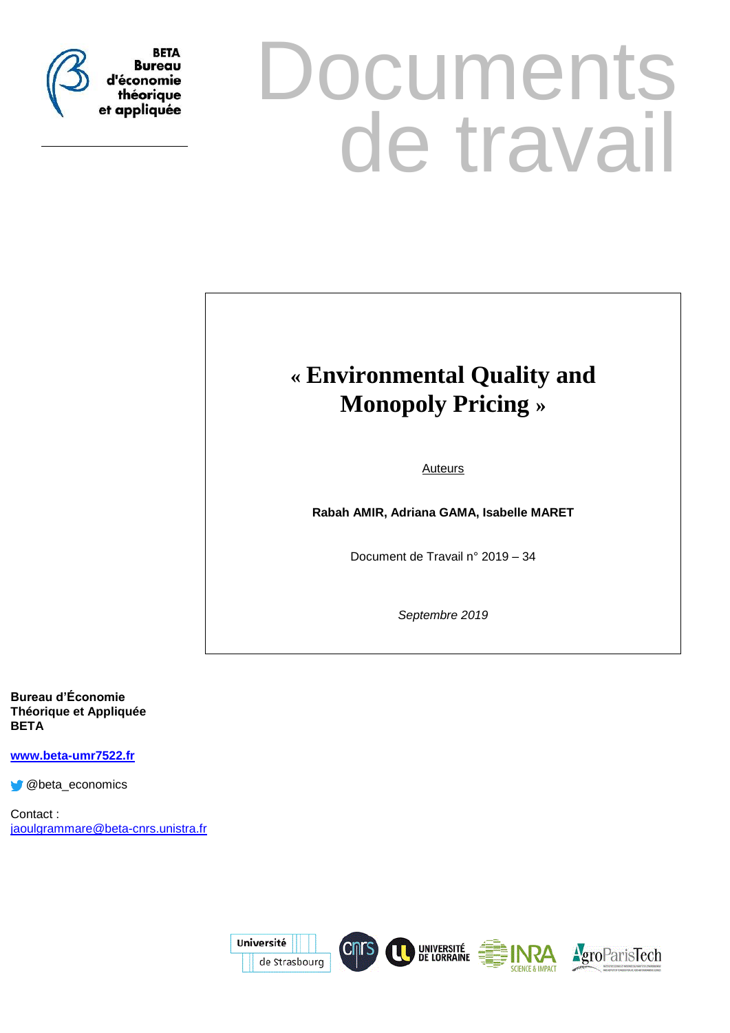BETA
Bureau
d'économie
théorique
et appliquée

# Documents de travail

# « Environmental Quality and Monopoly Pricing »

Auteurs

**Rabah AMIR, Adriana GAMA, Isabelle MARET**

Document de Travail n° 2019 – 34

*Septembre 2019*

**Bureau d'Économie Théorique et Appliquée BETA**

**www.beta-umr7522.fr**

@beta_economics

Contact :
jaoulgrammare@beta-cnrs.unistra.fr

Université de Strasbourg | CNRS | Université de Lorraine | INRA Science & Impact | AgroParisTech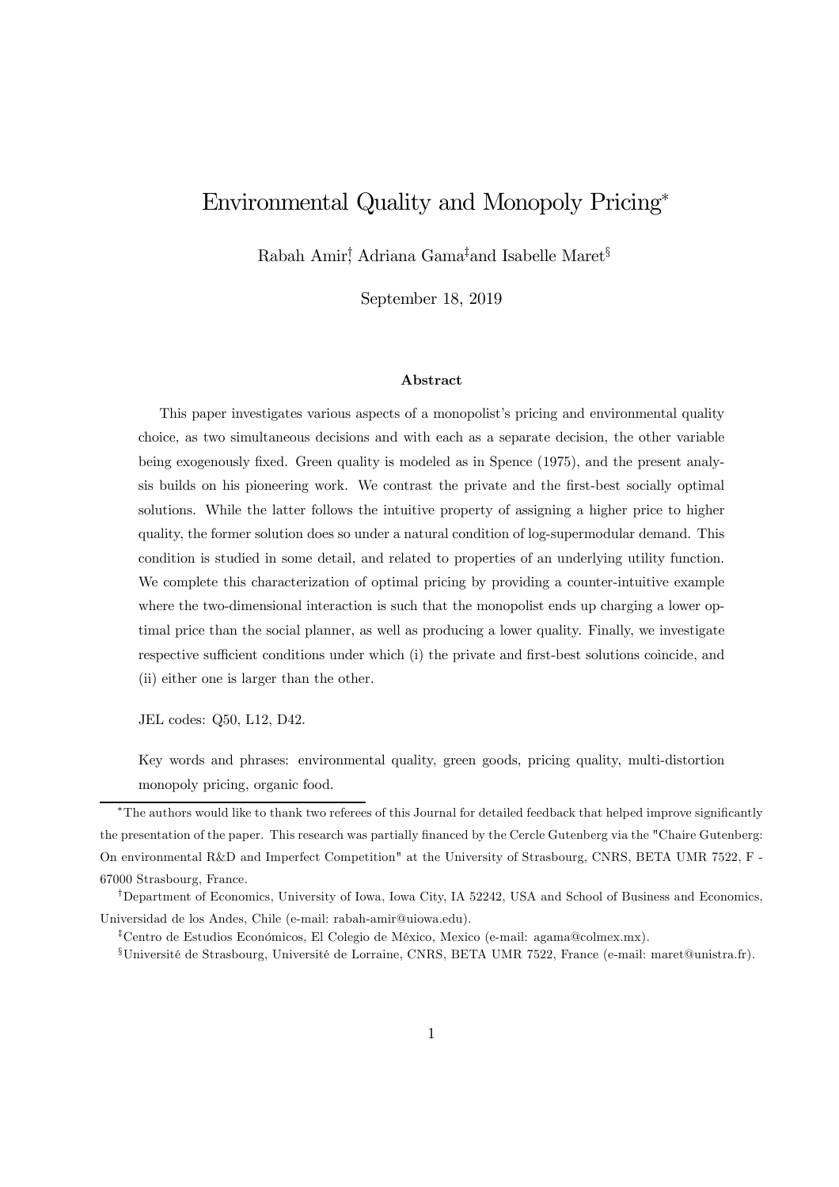# Environmental Quality and Monopoly Pricing*

Rabah Amir[†], Adriana Gama[‡] and Isabelle Maret[§]

September 18, 2019

### Abstract

This paper investigates various aspects of a monopolist's pricing and environmental quality choice, as two simultaneous decisions and with each as a separate decision, the other variable being exogenously fixed. Green quality is modeled as in Spence (1975), and the present analysis builds on his pioneering work. We contrast the private and the first-best socially optimal solutions. While the latter follows the intuitive property of assigning a higher price to higher quality, the former solution does so under a natural condition of log-supermodular demand. This condition is studied in some detail, and related to properties of an underlying utility function. We complete this characterization of optimal pricing by providing a counter-intuitive example where the two-dimensional interaction is such that the monopolist ends up charging a lower optimal price than the social planner, as well as producing a lower quality. Finally, we investigate respective sufficient conditions under which (i) the private and first-best solutions coincide, and (ii) either one is larger than the other.

JEL codes: Q50, L12, D42.

Key words and phrases: environmental quality, green goods, pricing quality, multi-distortion monopoly pricing, organic food.

---

*The authors would like to thank two referees of this Journal for detailed feedback that helped improve significantly the presentation of the paper. This research was partially financed by the Cercle Gutenberg via the "Chaire Gutenberg: On environmental R&D and Imperfect Competition" at the University of Strasbourg, CNRS, BETA UMR 7522, F - 67000 Strasbourg, France.

†Department of Economics, University of Iowa, Iowa City, IA 52242, USA and School of Business and Economics, Universidad de los Andes, Chile (e-mail: rabah-amir@uiowa.edu).

‡Centro de Estudios Económicos, El Colegio de México, Mexico (e-mail: agama@colmex.mx).

§Université de Strasbourg, Université de Lorraine, CNRS, BETA UMR 7522, France (e-mail: maret@unistra.fr).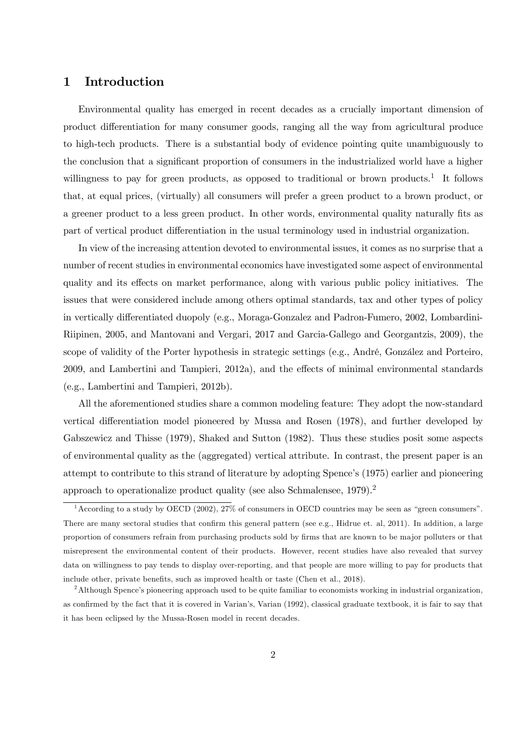# 1 Introduction

Environmental quality has emerged in recent decades as a crucially important dimension of product differentiation for many consumer goods, ranging all the way from agricultural produce to high-tech products. There is a substantial body of evidence pointing quite unambiguously to the conclusion that a significant proportion of consumers in the industrialized world have a higher willingness to pay for green products, as opposed to traditional or brown products.[1] It follows that, at equal prices, (virtually) all consumers will prefer a green product to a brown product, or a greener product to a less green product. In other words, environmental quality naturally fits as part of vertical product differentiation in the usual terminology used in industrial organization.

In view of the increasing attention devoted to environmental issues, it comes as no surprise that a number of recent studies in environmental economics have investigated some aspect of environmental quality and its effects on market performance, along with various public policy initiatives. The issues that were considered include among others optimal standards, tax and other types of policy in vertically differentiated duopoly (e.g., Moraga-Gonzalez and Padron-Fumero, 2002, Lombardini-Riipinen, 2005, and Mantovani and Vergari, 2017 and Garcia-Gallego and Georgantzis, 2009), the scope of validity of the Porter hypothesis in strategic settings (e.g., André, González and Porteiro, 2009, and Lambertini and Tampieri, 2012a), and the effects of minimal environmental standards (e.g., Lambertini and Tampieri, 2012b).

All the aforementioned studies share a common modeling feature: They adopt the now-standard vertical differentiation model pioneered by Mussa and Rosen (1978), and further developed by Gabszewicz and Thisse (1979), Shaked and Sutton (1982). Thus these studies posit some aspects of environmental quality as the (aggregated) vertical attribute. In contrast, the present paper is an attempt to contribute to this strand of literature by adopting Spence's (1975) earlier and pioneering approach to operationalize product quality (see also Schmalensee, 1979).[2]

[1] According to a study by OECD (2002), 27% of consumers in OECD countries may be seen as "green consumers". There are many sectoral studies that confirm this general pattern (see e.g., Hidrue et. al, 2011). In addition, a large proportion of consumers refrain from purchasing products sold by firms that are known to be major polluters or that misrepresent the environmental content of their products. However, recent studies have also revealed that survey data on willingness to pay tends to display over-reporting, and that people are more willing to pay for products that include other, private benefits, such as improved health or taste (Chen et al., 2018).

[2] Although Spence's pioneering approach used to be quite familiar to economists working in industrial organization, as confirmed by the fact that it is covered in Varian's, Varian (1992), classical graduate textbook, it is fair to say that it has been eclipsed by the Mussa-Rosen model in recent decades.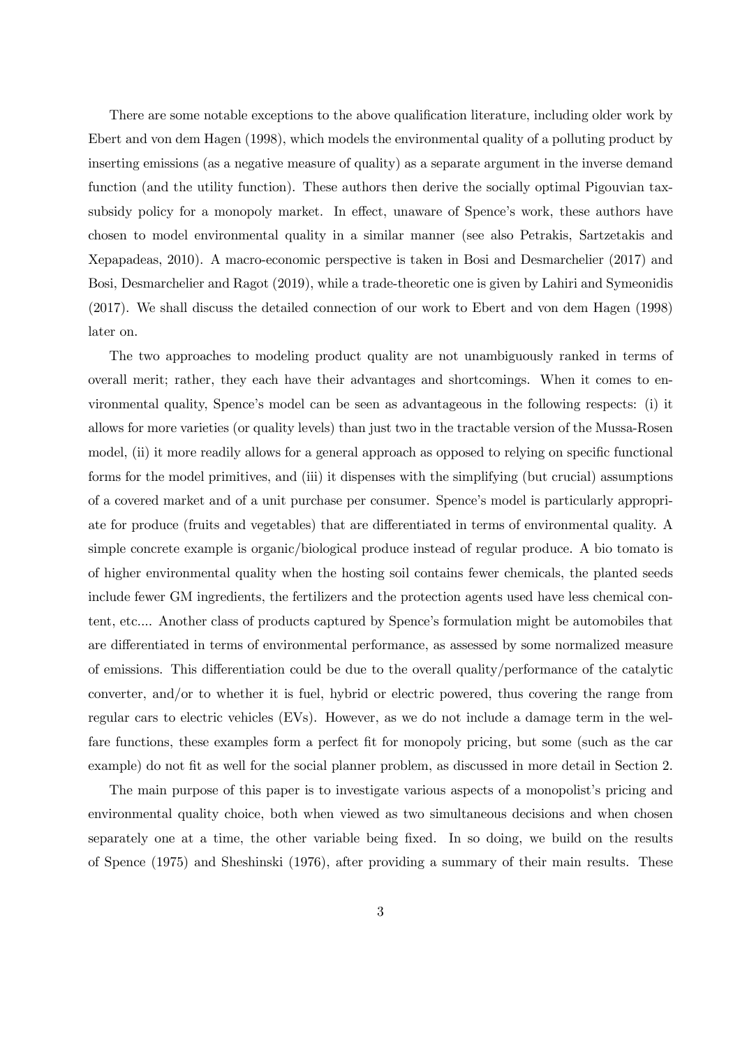There are some notable exceptions to the above qualification literature, including older work by Ebert and von dem Hagen (1998), which models the environmental quality of a polluting product by inserting emissions (as a negative measure of quality) as a separate argument in the inverse demand function (and the utility function). These authors then derive the socially optimal Pigouvian tax-subsidy policy for a monopoly market. In effect, unaware of Spence's work, these authors have chosen to model environmental quality in a similar manner (see also Petrakis, Sartzetakis and Xepapadeas, 2010). A macro-economic perspective is taken in Bosi and Desmarchelier (2017) and Bosi, Desmarchelier and Ragot (2019), while a trade-theoretic one is given by Lahiri and Symeonidis (2017). We shall discuss the detailed connection of our work to Ebert and von dem Hagen (1998) later on.

The two approaches to modeling product quality are not unambiguously ranked in terms of overall merit; rather, they each have their advantages and shortcomings. When it comes to environmental quality, Spence's model can be seen as advantageous in the following respects: (i) it allows for more varieties (or quality levels) than just two in the tractable version of the Mussa-Rosen model, (ii) it more readily allows for a general approach as opposed to relying on specific functional forms for the model primitives, and (iii) it dispenses with the simplifying (but crucial) assumptions of a covered market and of a unit purchase per consumer. Spence's model is particularly appropriate for produce (fruits and vegetables) that are differentiated in terms of environmental quality. A simple concrete example is organic/biological produce instead of regular produce. A bio tomato is of higher environmental quality when the hosting soil contains fewer chemicals, the planted seeds include fewer GM ingredients, the fertilizers and the protection agents used have less chemical content, etc.... Another class of products captured by Spence's formulation might be automobiles that are differentiated in terms of environmental performance, as assessed by some normalized measure of emissions. This differentiation could be due to the overall quality/performance of the catalytic converter, and/or to whether it is fuel, hybrid or electric powered, thus covering the range from regular cars to electric vehicles (EVs). However, as we do not include a damage term in the welfare functions, these examples form a perfect fit for monopoly pricing, but some (such as the car example) do not fit as well for the social planner problem, as discussed in more detail in Section 2.

The main purpose of this paper is to investigate various aspects of a monopolist's pricing and environmental quality choice, both when viewed as two simultaneous decisions and when chosen separately one at a time, the other variable being fixed. In so doing, we build on the results of Spence (1975) and Sheshinski (1976), after providing a summary of their main results. These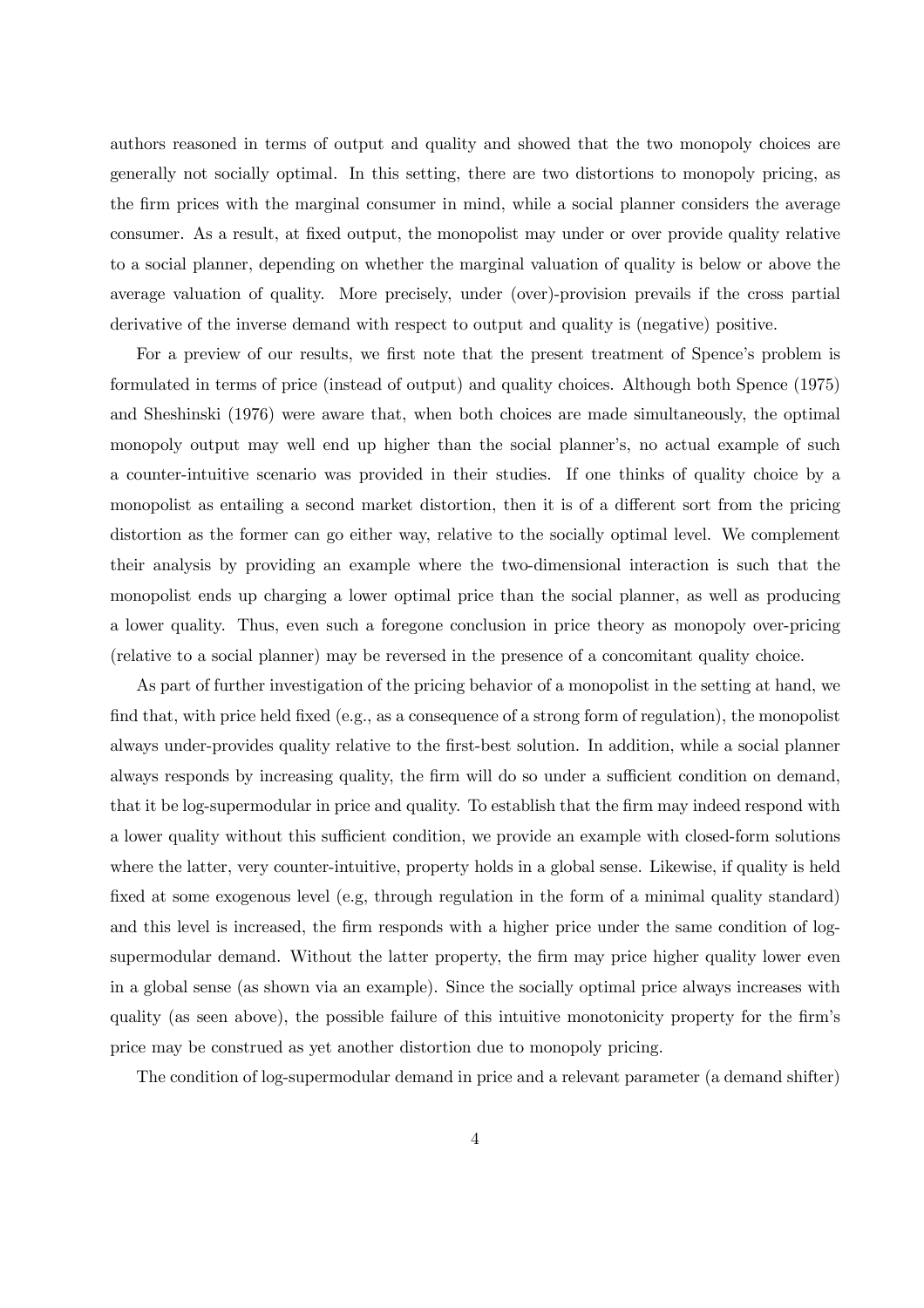authors reasoned in terms of output and quality and showed that the two monopoly choices are generally not socially optimal. In this setting, there are two distortions to monopoly pricing, as the firm prices with the marginal consumer in mind, while a social planner considers the average consumer. As a result, at fixed output, the monopolist may under or over provide quality relative to a social planner, depending on whether the marginal valuation of quality is below or above the average valuation of quality. More precisely, under (over)-provision prevails if the cross partial derivative of the inverse demand with respect to output and quality is (negative) positive.

For a preview of our results, we first note that the present treatment of Spence's problem is formulated in terms of price (instead of output) and quality choices. Although both Spence (1975) and Sheshinski (1976) were aware that, when both choices are made simultaneously, the optimal monopoly output may well end up higher than the social planner's, no actual example of such a counter-intuitive scenario was provided in their studies. If one thinks of quality choice by a monopolist as entailing a second market distortion, then it is of a different sort from the pricing distortion as the former can go either way, relative to the socially optimal level. We complement their analysis by providing an example where the two-dimensional interaction is such that the monopolist ends up charging a lower optimal price than the social planner, as well as producing a lower quality. Thus, even such a foregone conclusion in price theory as monopoly over-pricing (relative to a social planner) may be reversed in the presence of a concomitant quality choice.

As part of further investigation of the pricing behavior of a monopolist in the setting at hand, we find that, with price held fixed (e.g., as a consequence of a strong form of regulation), the monopolist always under-provides quality relative to the first-best solution. In addition, while a social planner always responds by increasing quality, the firm will do so under a sufficient condition on demand, that it be log-supermodular in price and quality. To establish that the firm may indeed respond with a lower quality without this sufficient condition, we provide an example with closed-form solutions where the latter, very counter-intuitive, property holds in a global sense. Likewise, if quality is held fixed at some exogenous level (e.g, through regulation in the form of a minimal quality standard) and this level is increased, the firm responds with a higher price under the same condition of log-supermodular demand. Without the latter property, the firm may price higher quality lower even in a global sense (as shown via an example). Since the socially optimal price always increases with quality (as seen above), the possible failure of this intuitive monotonicity property for the firm's price may be construed as yet another distortion due to monopoly pricing.

The condition of log-supermodular demand in price and a relevant parameter (a demand shifter)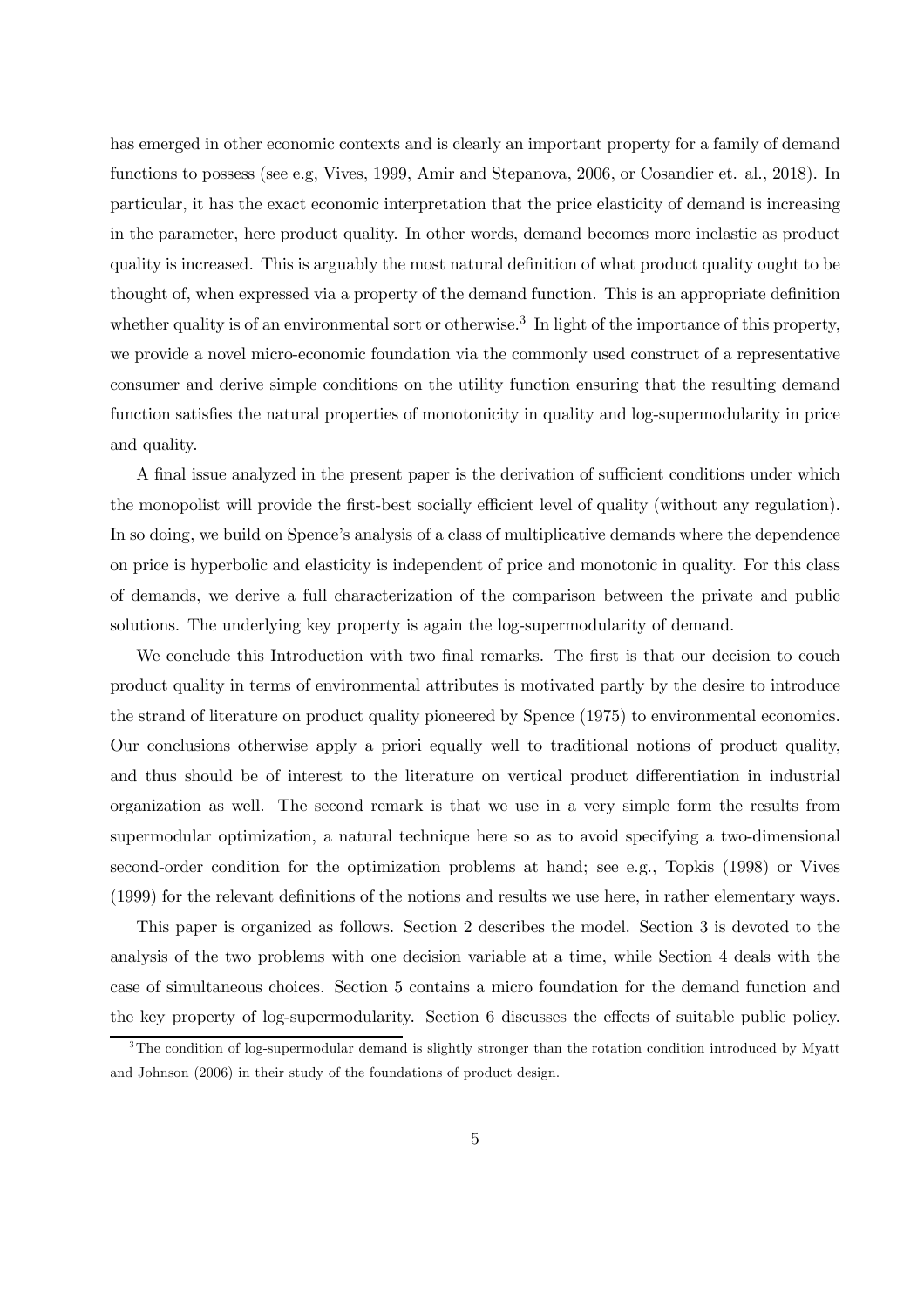has emerged in other economic contexts and is clearly an important property for a family of demand functions to possess (see e.g, Vives, 1999, Amir and Stepanova, 2006, or Cosandier et. al., 2018). In particular, it has the exact economic interpretation that the price elasticity of demand is increasing in the parameter, here product quality. In other words, demand becomes more inelastic as product quality is increased. This is arguably the most natural definition of what product quality ought to be thought of, when expressed via a property of the demand function. This is an appropriate definition whether quality is of an environmental sort or otherwise.[3] In light of the importance of this property, we provide a novel micro-economic foundation via the commonly used construct of a representative consumer and derive simple conditions on the utility function ensuring that the resulting demand function satisfies the natural properties of monotonicity in quality and log-supermodularity in price and quality.

A final issue analyzed in the present paper is the derivation of sufficient conditions under which the monopolist will provide the first-best socially efficient level of quality (without any regulation). In so doing, we build on Spence's analysis of a class of multiplicative demands where the dependence on price is hyperbolic and elasticity is independent of price and monotonic in quality. For this class of demands, we derive a full characterization of the comparison between the private and public solutions. The underlying key property is again the log-supermodularity of demand.

We conclude this Introduction with two final remarks. The first is that our decision to couch product quality in terms of environmental attributes is motivated partly by the desire to introduce the strand of literature on product quality pioneered by Spence (1975) to environmental economics. Our conclusions otherwise apply a priori equally well to traditional notions of product quality, and thus should be of interest to the literature on vertical product differentiation in industrial organization as well. The second remark is that we use in a very simple form the results from supermodular optimization, a natural technique here so as to avoid specifying a two-dimensional second-order condition for the optimization problems at hand; see e.g., Topkis (1998) or Vives (1999) for the relevant definitions of the notions and results we use here, in rather elementary ways.

This paper is organized as follows. Section 2 describes the model. Section 3 is devoted to the analysis of the two problems with one decision variable at a time, while Section 4 deals with the case of simultaneous choices. Section 5 contains a micro foundation for the demand function and the key property of log-supermodularity. Section 6 discusses the effects of suitable public policy.

[3] The condition of log-supermodular demand is slightly stronger than the rotation condition introduced by Myatt and Johnson (2006) in their study of the foundations of product design.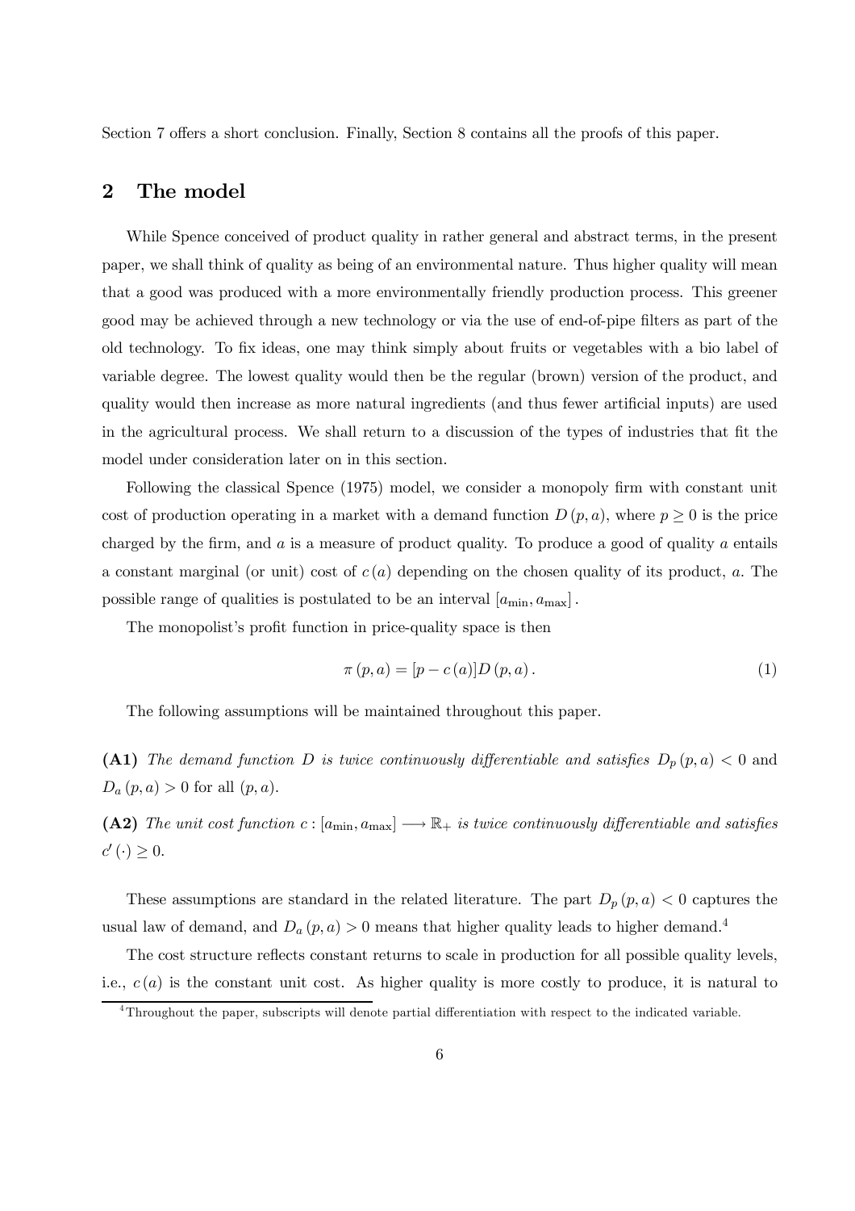Section 7 offers a short conclusion. Finally, Section 8 contains all the proofs of this paper.

## 2 The model

While Spence conceived of product quality in rather general and abstract terms, in the present paper, we shall think of quality as being of an environmental nature. Thus higher quality will mean that a good was produced with a more environmentally friendly production process. This greener good may be achieved through a new technology or via the use of end-of-pipe filters as part of the old technology. To fix ideas, one may think simply about fruits or vegetables with a bio label of variable degree. The lowest quality would then be the regular (brown) version of the product, and quality would then increase as more natural ingredients (and thus fewer artificial inputs) are used in the agricultural process. We shall return to a discussion of the types of industries that fit the model under consideration later on in this section.

Following the classical Spence (1975) model, we consider a monopoly firm with constant unit cost of production operating in a market with a demand function $D(p,a)$, where $p \geq 0$ is the price charged by the firm, and $a$ is a measure of product quality. To produce a good of quality $a$ entails a constant marginal (or unit) cost of $c(a)$ depending on the chosen quality of its product, $a$. The possible range of qualities is postulated to be an interval $[a_{\min}, a_{\max}]$.

The monopolist's profit function in price-quality space is then

$$\pi(p,a) = [p - c(a)]D(p,a). \tag{1}$$

The following assumptions will be maintained throughout this paper.

**(A1)** *The demand function $D$ is twice continuously differentiable and satisfies* $D_p(p,a) < 0$ and $D_a(p,a) > 0$ for all $(p,a)$.

**(A2)** *The unit cost function $c : [a_{\min}, a_{\max}] \longrightarrow \mathbb{R}_+$ is twice continuously differentiable and satisfies* $c'(\cdot) \geq 0$.

These assumptions are standard in the related literature. The part $D_p(p,a) < 0$ captures the usual law of demand, and $D_a(p,a) > 0$ means that higher quality leads to higher demand.[4]

The cost structure reflects constant returns to scale in production for all possible quality levels, i.e., $c(a)$ is the constant unit cost. As higher quality is more costly to produce, it is natural to

[4]Throughout the paper, subscripts will denote partial differentiation with respect to the indicated variable.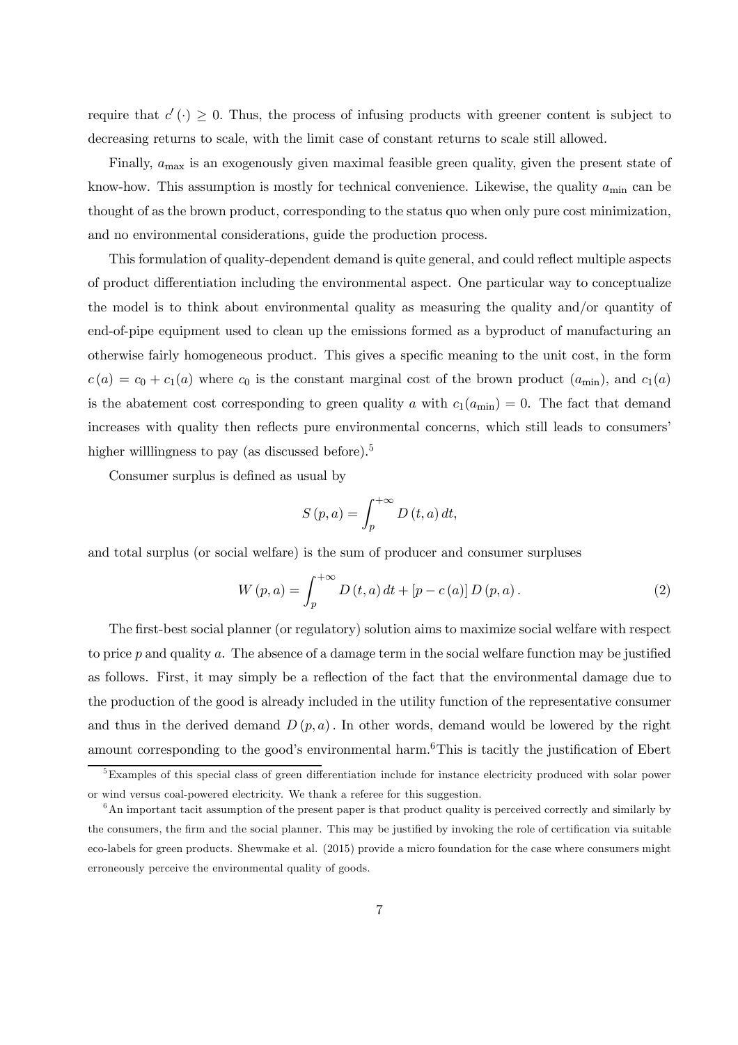require that $c'(\cdot) \geq 0$. Thus, the process of infusing products with greener content is subject to decreasing returns to scale, with the limit case of constant returns to scale still allowed.

Finally, $a_{\max}$ is an exogenously given maximal feasible green quality, given the present state of know-how. This assumption is mostly for technical convenience. Likewise, the quality $a_{\min}$ can be thought of as the brown product, corresponding to the status quo when only pure cost minimization, and no environmental considerations, guide the production process.

This formulation of quality-dependent demand is quite general, and could reflect multiple aspects of product differentiation including the environmental aspect. One particular way to conceptualize the model is to think about environmental quality as measuring the quality and/or quantity of end-of-pipe equipment used to clean up the emissions formed as a byproduct of manufacturing an otherwise fairly homogeneous product. This gives a specific meaning to the unit cost, in the form $c(a) = c_0 + c_1(a)$ where $c_0$ is the constant marginal cost of the brown product ($a_{\min}$), and $c_1(a)$ is the abatement cost corresponding to green quality $a$ with $c_1(a_{\min}) = 0$. The fact that demand increases with quality then reflects pure environmental concerns, which still leads to consumers' higher willlingness to pay (as discussed before).[5]

Consumer surplus is defined as usual by

$$S(p, a) = \int_{p}^{+\infty} D(t, a)\, dt,$$

and total surplus (or social welfare) is the sum of producer and consumer surpluses

$$W(p, a) = \int_{p}^{+\infty} D(t, a)\, dt + [p - c(a)]\, D(p, a). \tag{2}$$

The first-best social planner (or regulatory) solution aims to maximize social welfare with respect to price $p$ and quality $a$. The absence of a damage term in the social welfare function may be justified as follows. First, it may simply be a reflection of the fact that the environmental damage due to the production of the good is already included in the utility function of the representative consumer and thus in the derived demand $D(p, a)$. In other words, demand would be lowered by the right amount corresponding to the good's environmental harm.[6] This is tacitly the justification of Ebert

[5] Examples of this special class of green differentiation include for instance electricity produced with solar power or wind versus coal-powered electricity. We thank a referee for this suggestion.

[6] An important tacit assumption of the present paper is that product quality is perceived correctly and similarly by the consumers, the firm and the social planner. This may be justified by invoking the role of certification via suitable eco-labels for green products. Shewmake et al. (2015) provide a micro foundation for the case where consumers might erroneously perceive the environmental quality of goods.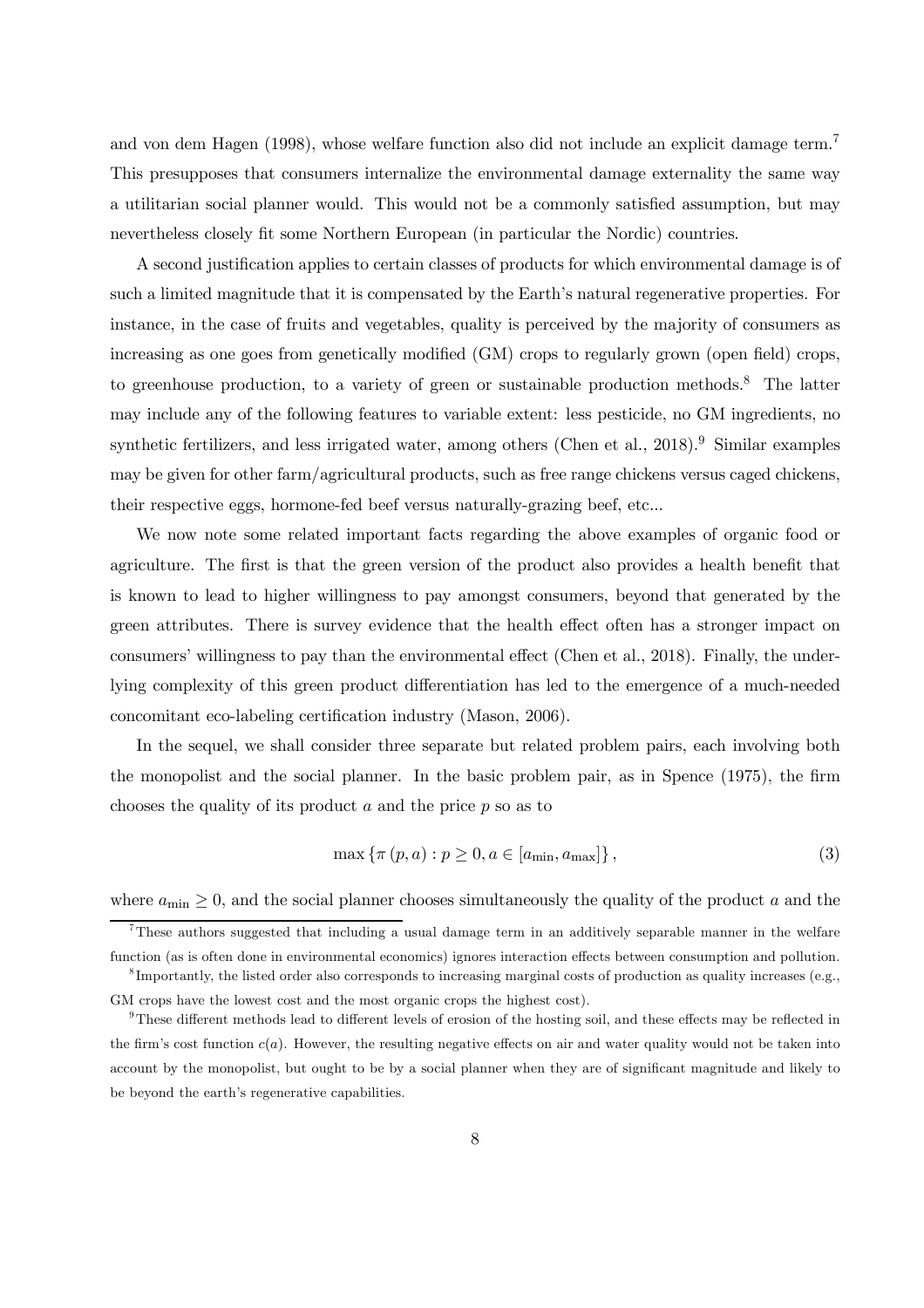and von dem Hagen (1998), whose welfare function also did not include an explicit damage term.[7] This presupposes that consumers internalize the environmental damage externality the same way a utilitarian social planner would. This would not be a commonly satisfied assumption, but may nevertheless closely fit some Northern European (in particular the Nordic) countries.

A second justification applies to certain classes of products for which environmental damage is of such a limited magnitude that it is compensated by the Earth's natural regenerative properties. For instance, in the case of fruits and vegetables, quality is perceived by the majority of consumers as increasing as one goes from genetically modified (GM) crops to regularly grown (open field) crops, to greenhouse production, to a variety of green or sustainable production methods.[8] The latter may include any of the following features to variable extent: less pesticide, no GM ingredients, no synthetic fertilizers, and less irrigated water, among others (Chen et al., 2018).[9] Similar examples may be given for other farm/agricultural products, such as free range chickens versus caged chickens, their respective eggs, hormone-fed beef versus naturally-grazing beef, etc...

We now note some related important facts regarding the above examples of organic food or agriculture. The first is that the green version of the product also provides a health benefit that is known to lead to higher willingness to pay amongst consumers, beyond that generated by the green attributes. There is survey evidence that the health effect often has a stronger impact on consumers' willingness to pay than the environmental effect (Chen et al., 2018). Finally, the underlying complexity of this green product differentiation has led to the emergence of a much-needed concomitant eco-labeling certification industry (Mason, 2006).

In the sequel, we shall consider three separate but related problem pairs, each involving both the monopolist and the social planner. In the basic problem pair, as in Spence (1975), the firm chooses the quality of its product $a$ and the price $p$ so as to

$$\max \left\{ \pi \left( p, a \right) : p \geq 0, a \in \left[ a_{\min}, a_{\max} \right] \right\}, \tag{3}$$

where $a_{\min} \geq 0$, and the social planner chooses simultaneously the quality of the product $a$ and the

[7] These authors suggested that including a usual damage term in an additively separable manner in the welfare function (as is often done in environmental economics) ignores interaction effects between consumption and pollution.

[8] Importantly, the listed order also corresponds to increasing marginal costs of production as quality increases (e.g., GM crops have the lowest cost and the most organic crops the highest cost).

[9] These different methods lead to different levels of erosion of the hosting soil, and these effects may be reflected in the firm's cost function $c(a)$. However, the resulting negative effects on air and water quality would not be taken into account by the monopolist, but ought to be by a social planner when they are of significant magnitude and likely to be beyond the earth's regenerative capabilities.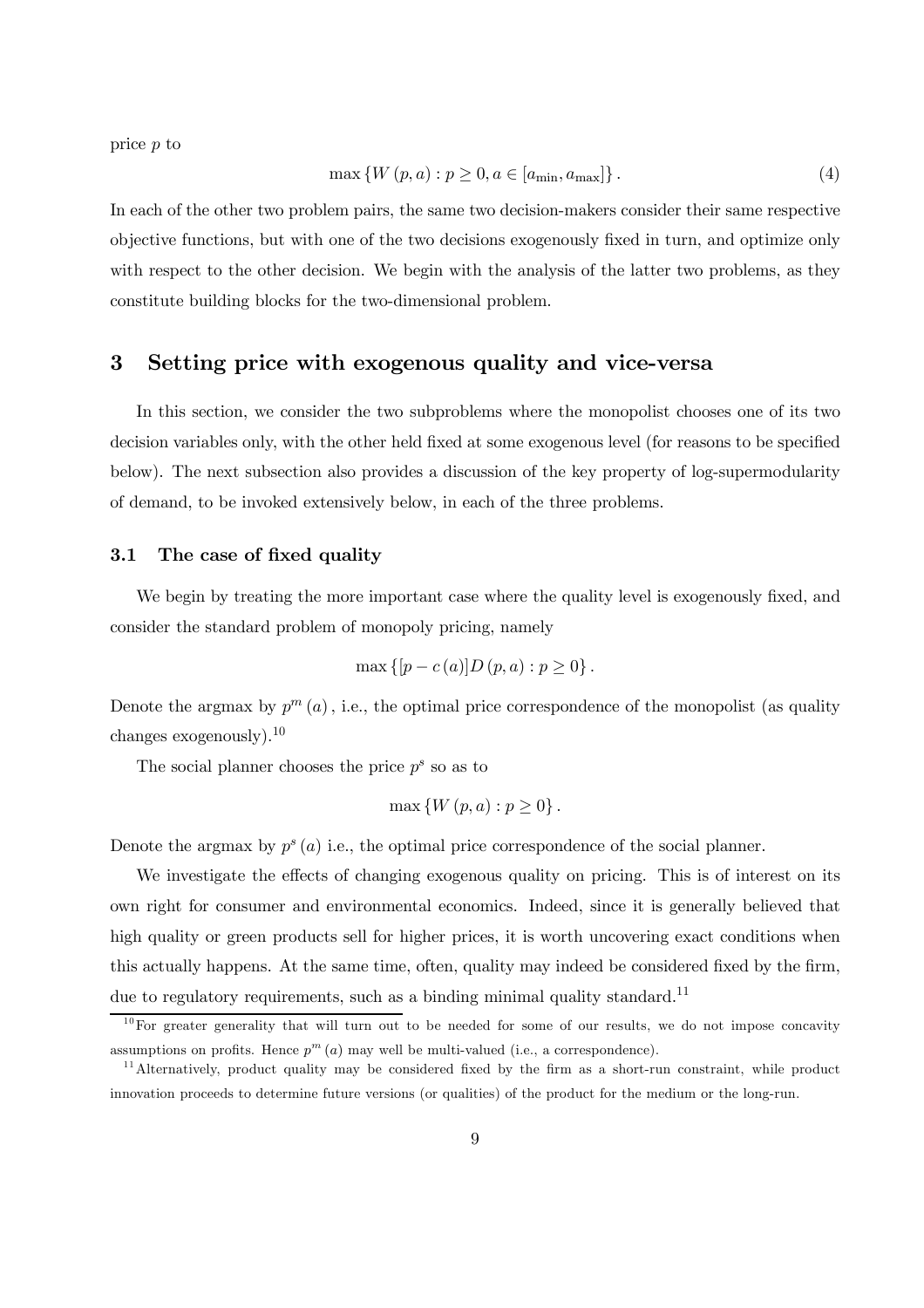price $p$ to

$$\max \{W(p, a) : p \geq 0, a \in [a_{\min}, a_{\max}]\}. \tag{4}$$

In each of the other two problem pairs, the same two decision-makers consider their same respective objective functions, but with one of the two decisions exogenously fixed in turn, and optimize only with respect to the other decision. We begin with the analysis of the latter two problems, as they constitute building blocks for the two-dimensional problem.

# 3 Setting price with exogenous quality and vice-versa

In this section, we consider the two subproblems where the monopolist chooses one of its two decision variables only, with the other held fixed at some exogenous level (for reasons to be specified below). The next subsection also provides a discussion of the key property of log-supermodularity of demand, to be invoked extensively below, in each of the three problems.

## 3.1 The case of fixed quality

We begin by treating the more important case where the quality level is exogenously fixed, and consider the standard problem of monopoly pricing, namely

$$\max \{[p - c(a)]D(p, a) : p \geq 0\}.$$

Denote the argmax by $p^m(a)$, i.e., the optimal price correspondence of the monopolist (as quality changes exogenously).[10]

The social planner chooses the price $p^s$ so as to

$$\max \{W(p, a) : p \geq 0\}.$$

Denote the argmax by $p^s(a)$ i.e., the optimal price correspondence of the social planner.

We investigate the effects of changing exogenous quality on pricing. This is of interest on its own right for consumer and environmental economics. Indeed, since it is generally believed that high quality or green products sell for higher prices, it is worth uncovering exact conditions when this actually happens. At the same time, often, quality may indeed be considered fixed by the firm, due to regulatory requirements, such as a binding minimal quality standard.[11]

[10] For greater generality that will turn out to be needed for some of our results, we do not impose concavity assumptions on profits. Hence $p^m(a)$ may well be multi-valued (i.e., a correspondence).

[11] Alternatively, product quality may be considered fixed by the firm as a short-run constraint, while product innovation proceeds to determine future versions (or qualities) of the product for the medium or the long-run.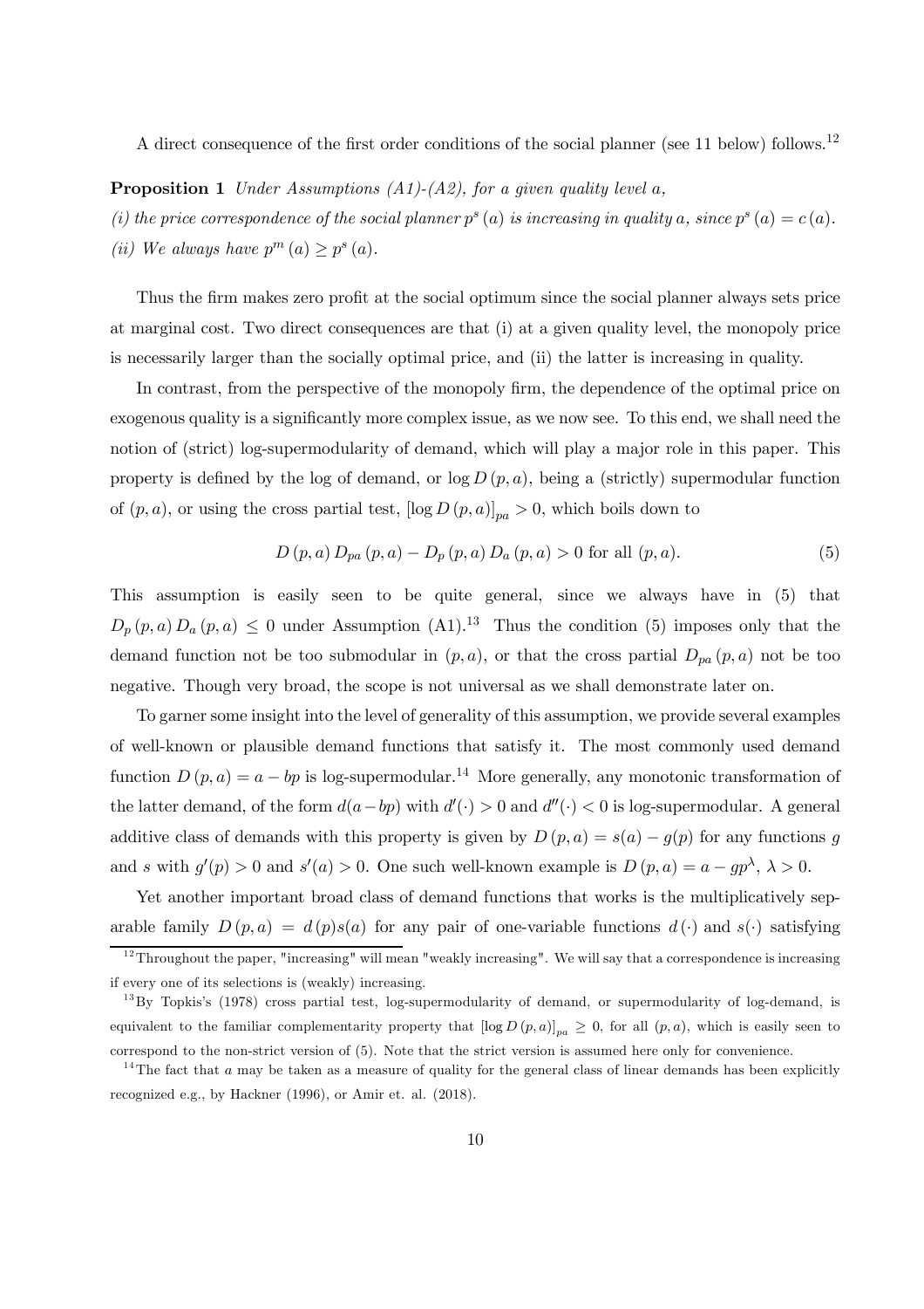A direct consequence of the first order conditions of the social planner (see 11 below) follows.[12]

**Proposition 1** *Under Assumptions (A1)-(A2), for a given quality level a,*

*(i) the price correspondence of the social planner $p^s(a)$ is increasing in quality $a$, since $p^s(a) = c(a)$.*

*(ii) We always have $p^m(a) \geq p^s(a)$.*

Thus the firm makes zero profit at the social optimum since the social planner always sets price at marginal cost. Two direct consequences are that (i) at a given quality level, the monopoly price is necessarily larger than the socially optimal price, and (ii) the latter is increasing in quality.

In contrast, from the perspective of the monopoly firm, the dependence of the optimal price on exogenous quality is a significantly more complex issue, as we now see. To this end, we shall need the notion of (strict) log-supermodularity of demand, which will play a major role in this paper. This property is defined by the log of demand, or $\log D(p,a)$, being a (strictly) supermodular function of $(p,a)$, or using the cross partial test, $[\log D(p,a)]_{pa} > 0$, which boils down to

$$D(p,a) D_{pa}(p,a) - D_p(p,a) D_a(p,a) > 0 \text{ for all } (p,a). \tag{5}$$

This assumption is easily seen to be quite general, since we always have in (5) that $D_p(p,a) D_a(p,a) \leq 0$ under Assumption (A1).[13] Thus the condition (5) imposes only that the demand function not be too submodular in $(p,a)$, or that the cross partial $D_{pa}(p,a)$ not be too negative. Though very broad, the scope is not universal as we shall demonstrate later on.

To garner some insight into the level of generality of this assumption, we provide several examples of well-known or plausible demand functions that satisfy it. The most commonly used demand function $D(p,a) = a - bp$ is log-supermodular.[14] More generally, any monotonic transformation of the latter demand, of the form $d(a-bp)$ with $d'(\cdot) > 0$ and $d''(\cdot) < 0$ is log-supermodular. A general additive class of demands with this property is given by $D(p,a) = s(a) - g(p)$ for any functions $g$ and $s$ with $g'(p) > 0$ and $s'(a) > 0$. One such well-known example is $D(p,a) = a - gp^{\lambda}$, $\lambda > 0$.

Yet another important broad class of demand functions that works is the multiplicatively separable family $D(p,a) = d(p)s(a)$ for any pair of one-variable functions $d(\cdot)$ and $s(\cdot)$ satisfying

---

[12] Throughout the paper, "increasing" will mean "weakly increasing". We will say that a correspondence is increasing if every one of its selections is (weakly) increasing.

[13] By Topkis's (1978) cross partial test, log-supermodularity of demand, or supermodularity of log-demand, is equivalent to the familiar complementarity property that $[\log D(p,a)]_{pa} \geq 0$, for all $(p,a)$, which is easily seen to correspond to the non-strict version of (5). Note that the strict version is assumed here only for convenience.

[14] The fact that $a$ may be taken as a measure of quality for the general class of linear demands has been explicitly recognized e.g., by Hackner (1996), or Amir et. al. (2018).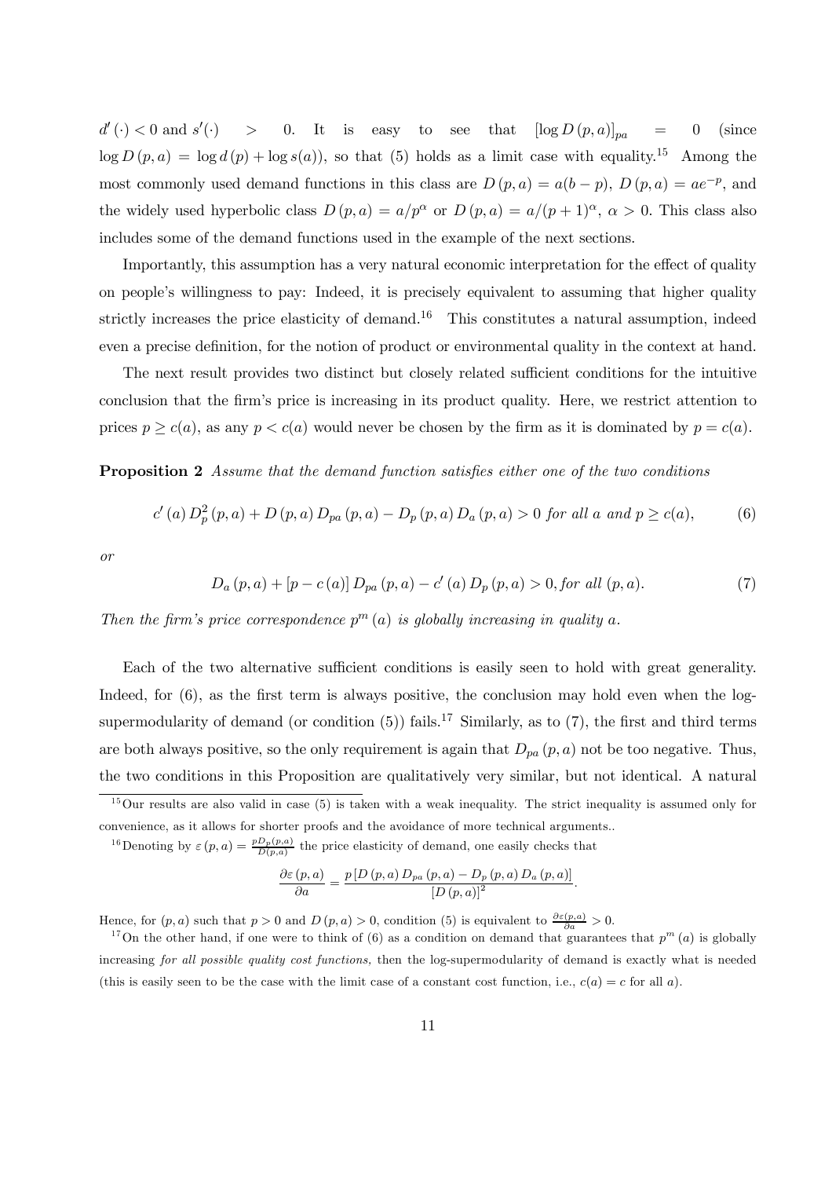$d'(\cdot) < 0$ and $s'(\cdot) > 0$. It is easy to see that $[\log D(p,a)]_{pa} = 0$ (since $\log D(p,a) = \log d(p) + \log s(a)$), so that (5) holds as a limit case with equality.[15] Among the most commonly used demand functions in this class are $D(p,a) = a(b-p)$, $D(p,a) = ae^{-p}$, and the widely used hyperbolic class $D(p,a) = a/p^{\alpha}$ or $D(p,a) = a/(p+1)^{\alpha}$, $\alpha > 0$. This class also includes some of the demand functions used in the example of the next sections.

Importantly, this assumption has a very natural economic interpretation for the effect of quality on people's willingness to pay: Indeed, it is precisely equivalent to assuming that higher quality strictly increases the price elasticity of demand.[16] This constitutes a natural assumption, indeed even a precise definition, for the notion of product or environmental quality in the context at hand.

The next result provides two distinct but closely related sufficient conditions for the intuitive conclusion that the firm's price is increasing in its product quality. Here, we restrict attention to prices $p \geq c(a)$, as any $p < c(a)$ would never be chosen by the firm as it is dominated by $p = c(a)$.

**Proposition 2** *Assume that the demand function satisfies either one of the two conditions*

$$c'(a) D_p^2(p,a) + D(p,a) D_{pa}(p,a) - D_p(p,a) D_a(p,a) > 0 \text{ for all } a \text{ and } p \geq c(a), \tag{6}$$

*or*

$$D_a(p,a) + [p - c(a)] D_{pa}(p,a) - c'(a) D_p(p,a) > 0, \text{for all } (p,a). \tag{7}$$

*Then the firm's price correspondence $p^m(a)$ is globally increasing in quality $a$.*

Each of the two alternative sufficient conditions is easily seen to hold with great generality. Indeed, for (6), as the first term is always positive, the conclusion may hold even when the log-supermodularity of demand (or condition (5)) fails.[17] Similarly, as to (7), the first and third terms are both always positive, so the only requirement is again that $D_{pa}(p,a)$ not be too negative. Thus, the two conditions in this Proposition are qualitatively very similar, but not identical. A natural

---

[15] Our results are also valid in case (5) is taken with a weak inequality. The strict inequality is assumed only for convenience, as it allows for shorter proofs and the avoidance of more technical arguments..

[16] Denoting by $\varepsilon(p,a) = \frac{pD_p(p,a)}{D(p,a)}$ the price elasticity of demand, one easily checks that

$$\frac{\partial \varepsilon(p,a)}{\partial a} = \frac{p[D(p,a) D_{pa}(p,a) - D_p(p,a) D_a(p,a)]}{[D(p,a)]^2}.$$

Hence, for $(p,a)$ such that $p > 0$ and $D(p,a) > 0$, condition (5) is equivalent to $\frac{\partial \varepsilon(p,a)}{\partial a} > 0$.

[17] On the other hand, if one were to think of (6) as a condition on demand that guarantees that $p^m(a)$ is globally increasing *for all possible quality cost functions,* then the log-supermodularity of demand is exactly what is needed (this is easily seen to be the case with the limit case of a constant cost function, i.e., $c(a) = c$ for all $a$).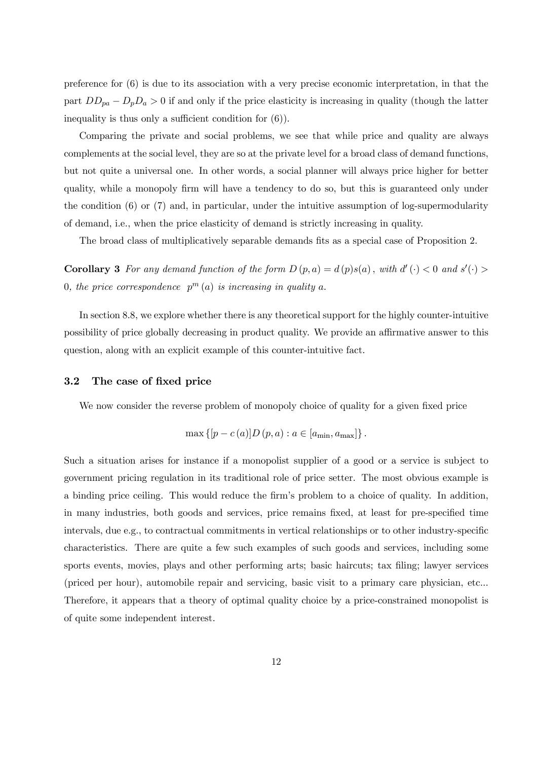preference for (6) is due to its association with a very precise economic interpretation, in that the part $DD_{pa} - D_p D_a > 0$ if and only if the price elasticity is increasing in quality (though the latter inequality is thus only a sufficient condition for (6)).

Comparing the private and social problems, we see that while price and quality are always complements at the social level, they are so at the private level for a broad class of demand functions, but not quite a universal one. In other words, a social planner will always price higher for better quality, while a monopoly firm will have a tendency to do so, but this is guaranteed only under the condition (6) or (7) and, in particular, under the intuitive assumption of log-supermodularity of demand, i.e., when the price elasticity of demand is strictly increasing in quality.

The broad class of multiplicatively separable demands fits as a special case of Proposition 2.

**Corollary 3** *For any demand function of the form $D(p,a) = d(p)s(a)$, with $d'(\cdot) < 0$ and $s'(\cdot) > 0$, the price correspondence $p^m(a)$ is increasing in quality $a$.*

In section 8.8, we explore whether there is any theoretical support for the highly counter-intuitive possibility of price globally decreasing in product quality. We provide an affirmative answer to this question, along with an explicit example of this counter-intuitive fact.

### 3.2 The case of fixed price

We now consider the reverse problem of monopoly choice of quality for a given fixed price

$$\max \{[p - c(a)]D(p,a) : a \in [a_{\min}, a_{\max}]\}.$$

Such a situation arises for instance if a monopolist supplier of a good or a service is subject to government pricing regulation in its traditional role of price setter. The most obvious example is a binding price ceiling. This would reduce the firm's problem to a choice of quality. In addition, in many industries, both goods and services, price remains fixed, at least for pre-specified time intervals, due e.g., to contractual commitments in vertical relationships or to other industry-specific characteristics. There are quite a few such examples of such goods and services, including some sports events, movies, plays and other performing arts; basic haircuts; tax filing; lawyer services (priced per hour), automobile repair and servicing, basic visit to a primary care physician, etc... Therefore, it appears that a theory of optimal quality choice by a price-constrained monopolist is of quite some independent interest.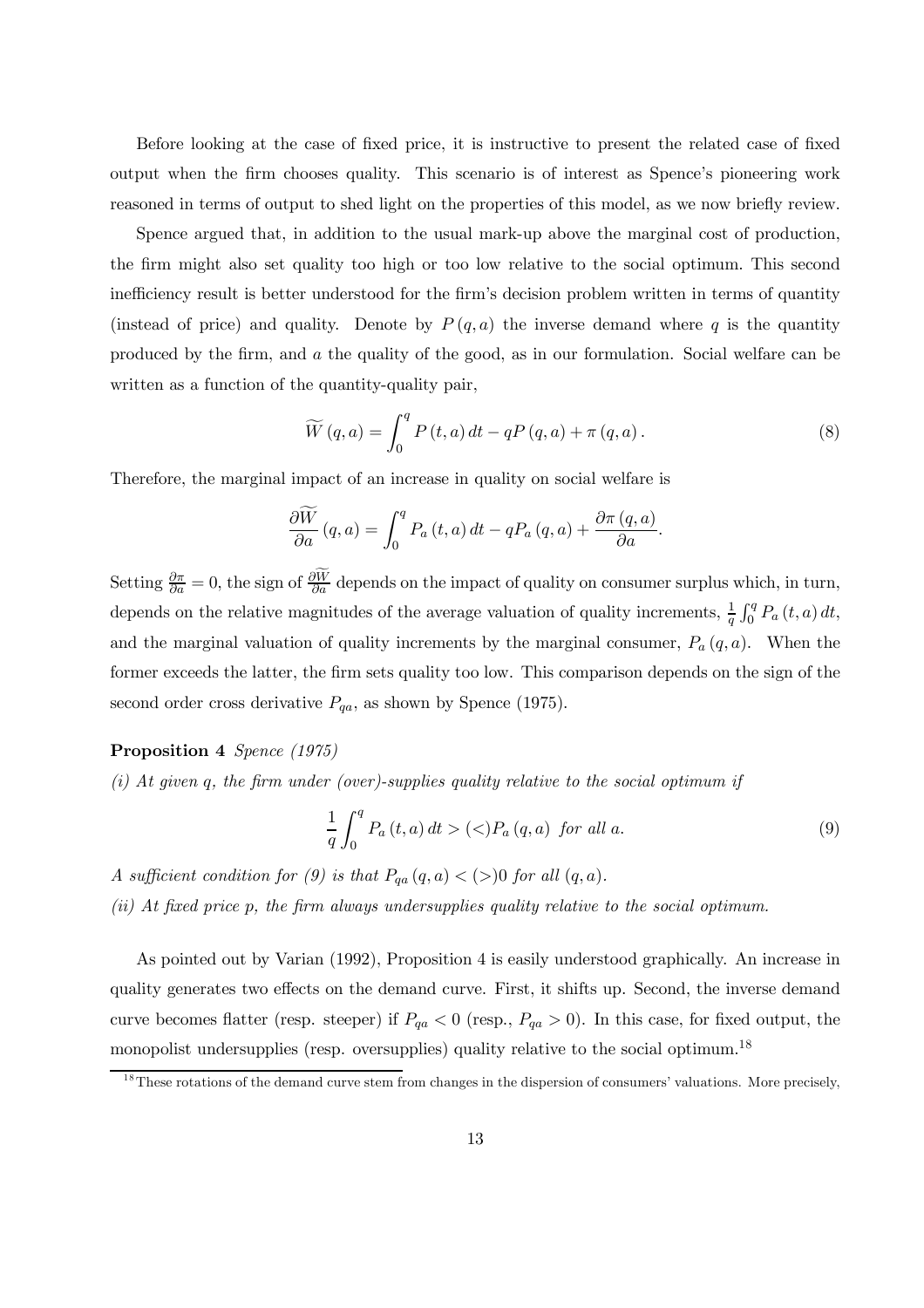Before looking at the case of fixed price, it is instructive to present the related case of fixed output when the firm chooses quality. This scenario is of interest as Spence's pioneering work reasoned in terms of output to shed light on the properties of this model, as we now briefly review.

Spence argued that, in addition to the usual mark-up above the marginal cost of production, the firm might also set quality too high or too low relative to the social optimum. This second inefficiency result is better understood for the firm's decision problem written in terms of quantity (instead of price) and quality. Denote by $P(q,a)$ the inverse demand where $q$ is the quantity produced by the firm, and $a$ the quality of the good, as in our formulation. Social welfare can be written as a function of the quantity-quality pair,

$$\widetilde{W}(q,a) = \int_0^q P(t,a)\,dt - qP(q,a) + \pi(q,a). \tag{8}$$

Therefore, the marginal impact of an increase in quality on social welfare is

$$\frac{\partial \widetilde{W}}{\partial a}(q,a) = \int_0^q P_a(t,a)\,dt - qP_a(q,a) + \frac{\partial \pi(q,a)}{\partial a}.$$

Setting $\frac{\partial \pi}{\partial a} = 0$, the sign of $\frac{\partial \widetilde{W}}{\partial a}$ depends on the impact of quality on consumer surplus which, in turn, depends on the relative magnitudes of the average valuation of quality increments, $\frac{1}{q}\int_0^q P_a(t,a)\,dt$, and the marginal valuation of quality increments by the marginal consumer, $P_a(q,a)$. When the former exceeds the latter, the firm sets quality too low. This comparison depends on the sign of the second order cross derivative $P_{qa}$, as shown by Spence (1975).

**Proposition 4** *Spence (1975)*

*(i) At given $q$, the firm under (over)-supplies quality relative to the social optimum if*

$$\frac{1}{q}\int_0^q P_a(t,a)\,dt > (<) P_a(q,a) \text{ for all } a. \tag{9}$$

*A sufficient condition for (9) is that $P_{qa}(q,a) < (>) 0$ for all $(q,a)$.*

*(ii) At fixed price $p$, the firm always undersupplies quality relative to the social optimum.*

As pointed out by Varian (1992), Proposition 4 is easily understood graphically. An increase in quality generates two effects on the demand curve. First, it shifts up. Second, the inverse demand curve becomes flatter (resp. steeper) if $P_{qa} < 0$ (resp., $P_{qa} > 0$). In this case, for fixed output, the monopolist undersupplies (resp. oversupplies) quality relative to the social optimum.[18]

[18] These rotations of the demand curve stem from changes in the dispersion of consumers' valuations. More precisely,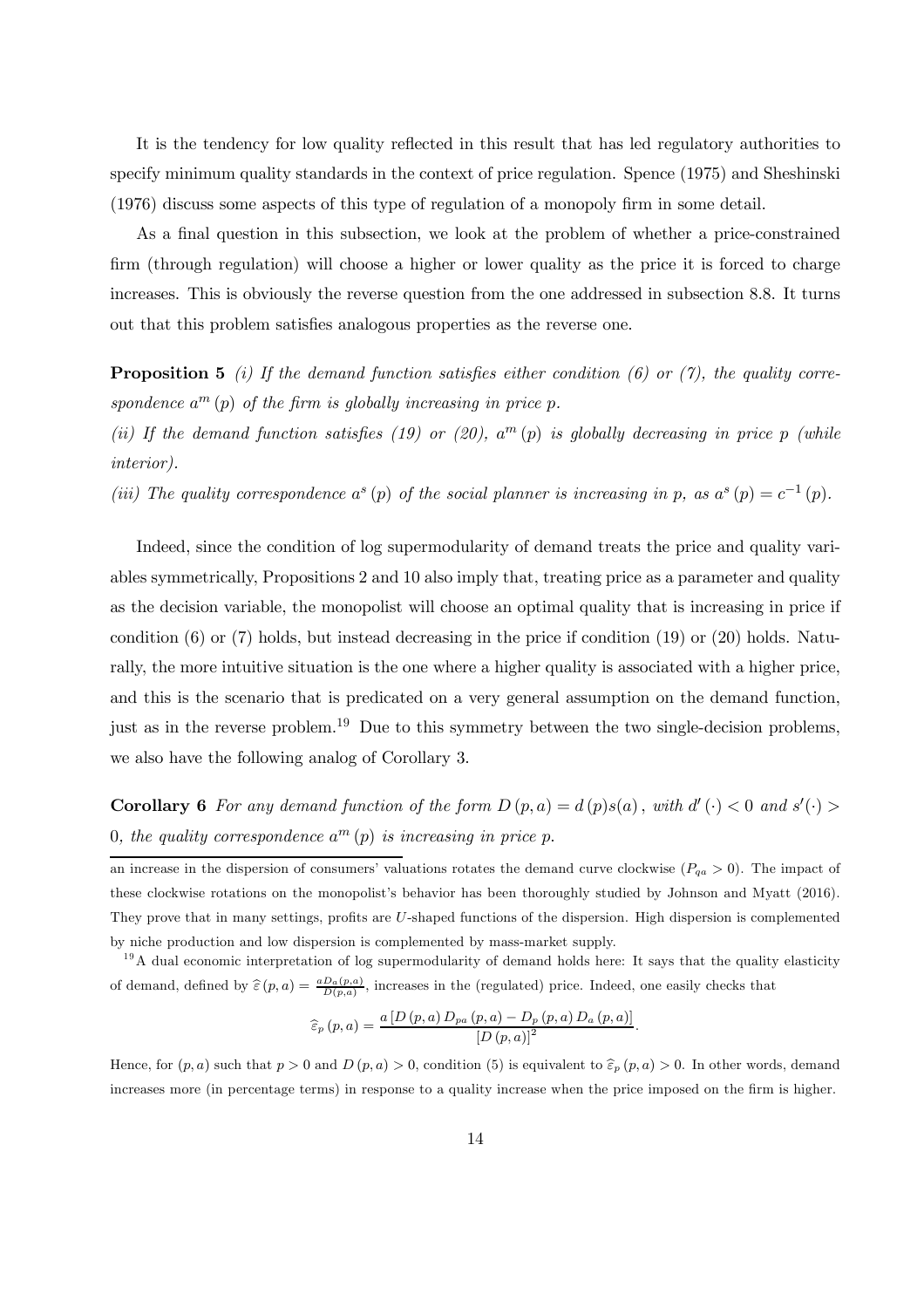It is the tendency for low quality reflected in this result that has led regulatory authorities to specify minimum quality standards in the context of price regulation. Spence (1975) and Sheshinski (1976) discuss some aspects of this type of regulation of a monopoly firm in some detail.

As a final question in this subsection, we look at the problem of whether a price-constrained firm (through regulation) will choose a higher or lower quality as the price it is forced to charge increases. This is obviously the reverse question from the one addressed in subsection 8.8. It turns out that this problem satisfies analogous properties as the reverse one.

**Proposition 5** *(i) If the demand function satisfies either condition (6) or (7), the quality correspondence $a^m(p)$ of the firm is globally increasing in price p.*

*(ii) If the demand function satisfies (19) or (20), $a^m(p)$ is globally decreasing in price p (while interior).*

*(iii) The quality correspondence $a^s(p)$ of the social planner is increasing in p, as $a^s(p) = c^{-1}(p)$.*

Indeed, since the condition of log supermodularity of demand treats the price and quality variables symmetrically, Propositions 2 and 10 also imply that, treating price as a parameter and quality as the decision variable, the monopolist will choose an optimal quality that is increasing in price if condition (6) or (7) holds, but instead decreasing in the price if condition (19) or (20) holds. Naturally, the more intuitive situation is the one where a higher quality is associated with a higher price, and this is the scenario that is predicated on a very general assumption on the demand function, just as in the reverse problem.[19] Due to this symmetry between the two single-decision problems, we also have the following analog of Corollary 3.

**Corollary 6** *For any demand function of the form $D(p,a) = d(p)s(a)$, with $d'(\cdot) < 0$ and $s'(\cdot) > 0$, the quality correspondence $a^m(p)$ is increasing in price p.*

an increase in the dispersion of consumers' valuations rotates the demand curve clockwise ($P_{qa} > 0$). The impact of these clockwise rotations on the monopolist's behavior has been thoroughly studied by Johnson and Myatt (2016). They prove that in many settings, profits are U-shaped functions of the dispersion. High dispersion is complemented by niche production and low dispersion is complemented by mass-market supply.

[19] A dual economic interpretation of log supermodularity of demand holds here: It says that the quality elasticity of demand, defined by $\widehat{\varepsilon}(p,a) = \frac{aD_a(p,a)}{D(p,a)}$, increases in the (regulated) price. Indeed, one easily checks that

$$\widehat{\varepsilon}_p(p,a) = \frac{a\left[D(p,a)\,D_{pa}(p,a) - D_p(p,a)\,D_a(p,a)\right]}{\left[D(p,a)\right]^2}.$$

Hence, for $(p,a)$ such that $p > 0$ and $D(p,a) > 0$, condition (5) is equivalent to $\widehat{\varepsilon}_p(p,a) > 0$. In other words, demand increases more (in percentage terms) in response to a quality increase when the price imposed on the firm is higher.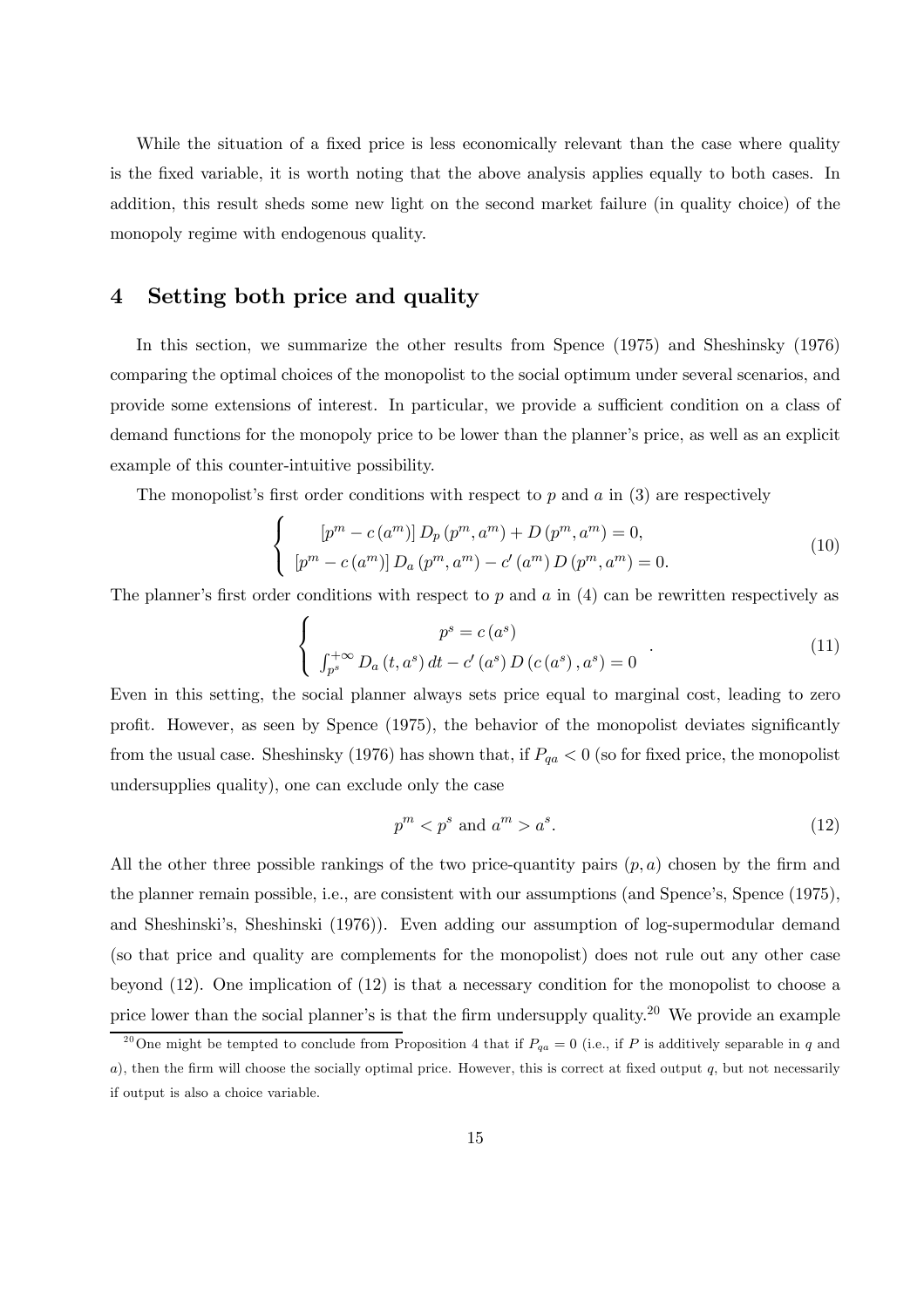While the situation of a fixed price is less economically relevant than the case where quality is the fixed variable, it is worth noting that the above analysis applies equally to both cases. In addition, this result sheds some new light on the second market failure (in quality choice) of the monopoly regime with endogenous quality.

## 4 Setting both price and quality

In this section, we summarize the other results from Spence (1975) and Sheshinsky (1976) comparing the optimal choices of the monopolist to the social optimum under several scenarios, and provide some extensions of interest. In particular, we provide a sufficient condition on a class of demand functions for the monopoly price to be lower than the planner's price, as well as an explicit example of this counter-intuitive possibility.

The monopolist's first order conditions with respect to $p$ and $a$ in (3) are respectively

$$\begin{cases} [p^m - c(a^m)] D_p(p^m, a^m) + D(p^m, a^m) = 0, \\ [p^m - c(a^m)] D_a(p^m, a^m) - c'(a^m) D(p^m, a^m) = 0. \end{cases} \tag{10}$$

The planner's first order conditions with respect to $p$ and $a$ in (4) can be rewritten respectively as

$$\begin{cases} p^s = c(a^s) \\ \int_{p^s}^{+\infty} D_a(t, a^s)\, dt - c'(a^s) D(c(a^s), a^s) = 0 \end{cases}. \tag{11}$$

Even in this setting, the social planner always sets price equal to marginal cost, leading to zero profit. However, as seen by Spence (1975), the behavior of the monopolist deviates significantly from the usual case. Sheshinsky (1976) has shown that, if $P_{qa} < 0$ (so for fixed price, the monopolist undersupplies quality), one can exclude only the case

$$p^m < p^s \text{ and } a^m > a^s. \tag{12}$$

All the other three possible rankings of the two price-quantity pairs $(p, a)$ chosen by the firm and the planner remain possible, i.e., are consistent with our assumptions (and Spence's, Spence (1975), and Sheshinski's, Sheshinski (1976)). Even adding our assumption of log-supermodular demand (so that price and quality are complements for the monopolist) does not rule out any other case beyond (12). One implication of (12) is that a necessary condition for the monopolist to choose a price lower than the social planner's is that the firm undersupply quality.[20] We provide an example

[20] One might be tempted to conclude from Proposition 4 that if $P_{qa} = 0$ (i.e., if $P$ is additively separable in $q$ and $a$), then the firm will choose the socially optimal price. However, this is correct at fixed output $q$, but not necessarily if output is also a choice variable.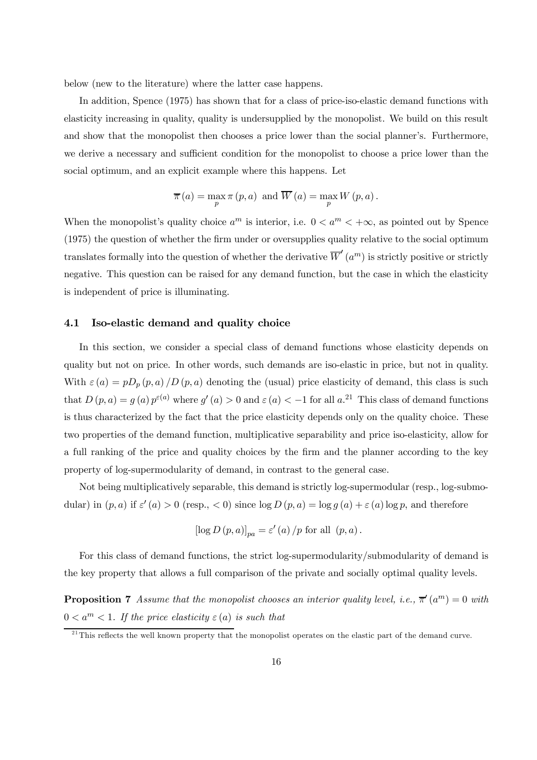below (new to the literature) where the latter case happens.

In addition, Spence (1975) has shown that for a class of price-iso-elastic demand functions with elasticity increasing in quality, quality is undersupplied by the monopolist. We build on this result and show that the monopolist then chooses a price lower than the social planner's. Furthermore, we derive a necessary and sufficient condition for the monopolist to choose a price lower than the social optimum, and an explicit example where this happens. Let

$$\overline{\pi}(a) = \max_p \pi(p, a) \text{ and } \overline{W}(a) = \max_p W(p, a).$$

When the monopolist's quality choice $a^m$ is interior, i.e. $0 < a^m < +\infty$, as pointed out by Spence (1975) the question of whether the firm under or oversupplies quality relative to the social optimum translates formally into the question of whether the derivative $\overline{W}'(a^m)$ is strictly positive or strictly negative. This question can be raised for any demand function, but the case in which the elasticity is independent of price is illuminating.

### 4.1 Iso-elastic demand and quality choice

In this section, we consider a special class of demand functions whose elasticity depends on quality but not on price. In other words, such demands are iso-elastic in price, but not in quality. With $\varepsilon(a) = pD_p(p, a)/D(p, a)$ denoting the (usual) price elasticity of demand, this class is such that $D(p, a) = g(a)p^{\varepsilon(a)}$ where $g'(a) > 0$ and $\varepsilon(a) < -1$ for all $a$.[21] This class of demand functions is thus characterized by the fact that the price elasticity depends only on the quality choice. These two properties of the demand function, multiplicative separability and price iso-elasticity, allow for a full ranking of the price and quality choices by the firm and the planner according to the key property of log-supermodularity of demand, in contrast to the general case.

Not being multiplicatively separable, this demand is strictly log-supermodular (resp., log-submodular) in $(p, a)$ if $\varepsilon'(a) > 0$ (resp., $< 0$) since $\log D(p, a) = \log g(a) + \varepsilon(a)\log p$, and therefore

$$[\log D(p, a)]_{pa} = \varepsilon'(a)/p \text{ for all } (p, a).$$

For this class of demand functions, the strict log-supermodularity/submodularity of demand is the key property that allows a full comparison of the private and socially optimal quality levels.

**Proposition 7** *Assume that the monopolist chooses an interior quality level, i.e., $\overline{\pi}'(a^m) = 0$ with $0 < a^m < 1$. If the price elasticity $\varepsilon(a)$ is such that*

[21] This reflects the well known property that the monopolist operates on the elastic part of the demand curve.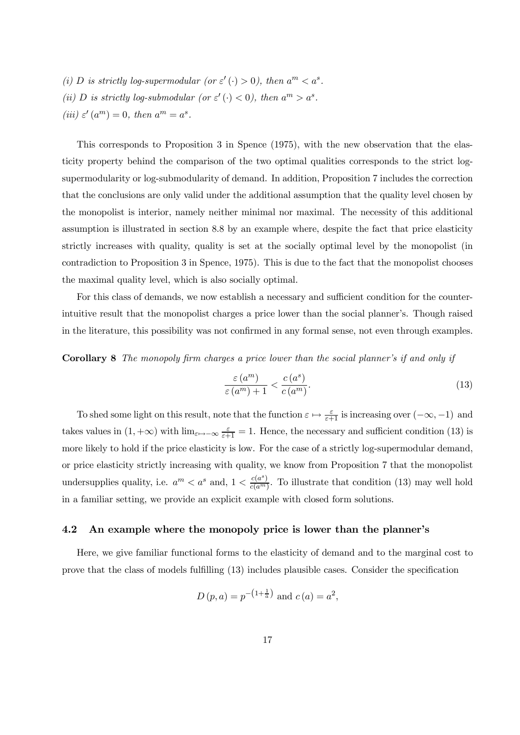(i) *D is strictly log-supermodular (or* $\varepsilon'(\cdot) > 0$*), then* $a^m < a^s$.

(ii) *D is strictly log-submodular (or* $\varepsilon'(\cdot) < 0$*), then* $a^m > a^s$.

(iii) $\varepsilon'(a^m) = 0$*, then* $a^m = a^s$.

This corresponds to Proposition 3 in Spence (1975), with the new observation that the elasticity property behind the comparison of the two optimal qualities corresponds to the strict log-supermodularity or log-submodularity of demand. In addition, Proposition 7 includes the correction that the conclusions are only valid under the additional assumption that the quality level chosen by the monopolist is interior, namely neither minimal nor maximal. The necessity of this additional assumption is illustrated in section 8.8 by an example where, despite the fact that price elasticity strictly increases with quality, quality is set at the socially optimal level by the monopolist (in contradiction to Proposition 3 in Spence, 1975). This is due to the fact that the monopolist chooses the maximal quality level, which is also socially optimal.

For this class of demands, we now establish a necessary and sufficient condition for the counter-intuitive result that the monopolist charges a price lower than the social planner's. Though raised in the literature, this possibility was not confirmed in any formal sense, not even through examples.

**Corollary 8** *The monopoly firm charges a price lower than the social planner's if and only if*

$$\frac{\varepsilon(a^m)}{\varepsilon(a^m) + 1} < \frac{c(a^s)}{c(a^m)}. \tag{13}$$

To shed some light on this result, note that the function $\varepsilon \mapsto \frac{\varepsilon}{\varepsilon+1}$ is increasing over $(-\infty, -1)$ and takes values in $(1, +\infty)$ with $\lim_{\varepsilon \mapsto -\infty} \frac{\varepsilon}{\varepsilon+1} = 1$. Hence, the necessary and sufficient condition (13) is more likely to hold if the price elasticity is low. For the case of a strictly log-supermodular demand, or price elasticity strictly increasing with quality, we know from Proposition 7 that the monopolist undersupplies quality, i.e. $a^m < a^s$ and, $1 < \frac{c(a^s)}{c(a^m)}$. To illustrate that condition (13) may well hold in a familiar setting, we provide an explicit example with closed form solutions.

### 4.2 An example where the monopoly price is lower than the planner's

Here, we give familiar functional forms to the elasticity of demand and to the marginal cost to prove that the class of models fulfilling (13) includes plausible cases. Consider the specification

$$D(p, a) = p^{-\left(1+\frac{1}{a}\right)} \text{ and } c(a) = a^2,$$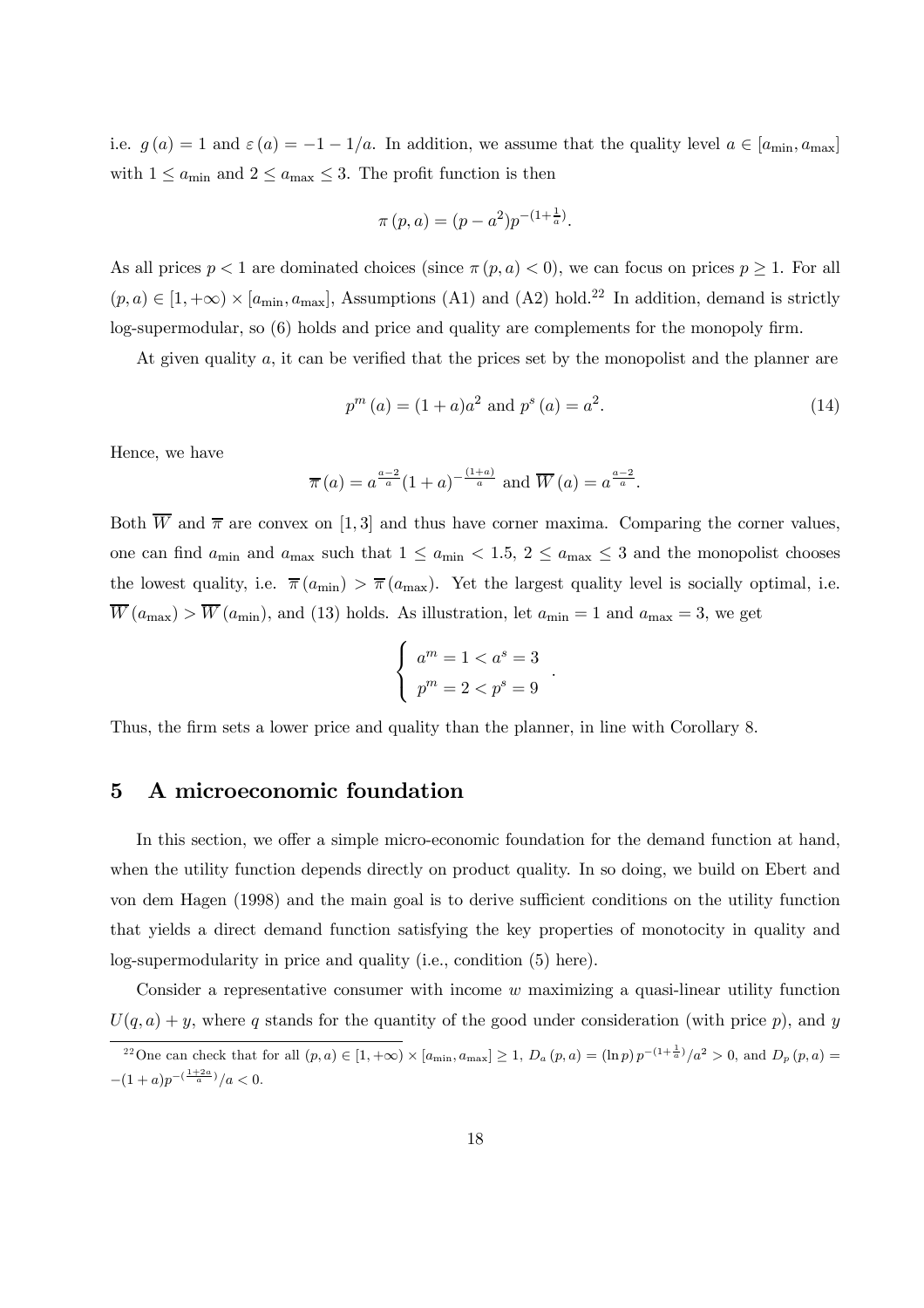i.e. $g(a) = 1$ and $\varepsilon(a) = -1 - 1/a$. In addition, we assume that the quality level $a \in [a_{\min}, a_{\max}]$ with $1 \leq a_{\min}$ and $2 \leq a_{\max} \leq 3$. The profit function is then

$$\pi(p, a) = (p - a^2)p^{-(1+\frac{1}{a})}.$$

As all prices $p < 1$ are dominated choices (since $\pi(p, a) < 0$), we can focus on prices $p \geq 1$. For all $(p, a) \in [1, +\infty) \times [a_{\min}, a_{\max}]$, Assumptions (A1) and (A2) hold.[22] In addition, demand is strictly log-supermodular, so (6) holds and price and quality are complements for the monopoly firm.

At given quality $a$, it can be verified that the prices set by the monopolist and the planner are

$$p^m(a) = (1 + a)a^2 \text{ and } p^s(a) = a^2. \tag{14}$$

Hence, we have

$$\overline{\pi}(a) = a^{\frac{a-2}{a}}(1 + a)^{-\frac{(1+a)}{a}} \text{ and } \overline{W}(a) = a^{\frac{a-2}{a}}.$$

Both $\overline{W}$ and $\overline{\pi}$ are convex on $[1, 3]$ and thus have corner maxima. Comparing the corner values, one can find $a_{\min}$ and $a_{\max}$ such that $1 \leq a_{\min} < 1.5$, $2 \leq a_{\max} \leq 3$ and the monopolist chooses the lowest quality, i.e. $\overline{\pi}(a_{\min}) > \overline{\pi}(a_{\max})$. Yet the largest quality level is socially optimal, i.e. $\overline{W}(a_{\max}) > \overline{W}(a_{\min})$, and (13) holds. As illustration, let $a_{\min} = 1$ and $a_{\max} = 3$, we get

$$\begin{cases} a^m = 1 < a^s = 3 \\ p^m = 2 < p^s = 9 \end{cases}.$$

Thus, the firm sets a lower price and quality than the planner, in line with Corollary 8.

# 5 A microeconomic foundation

In this section, we offer a simple micro-economic foundation for the demand function at hand, when the utility function depends directly on product quality. In so doing, we build on Ebert and von dem Hagen (1998) and the main goal is to derive sufficient conditions on the utility function that yields a direct demand function satisfying the key properties of monotocity in quality and log-supermodularity in price and quality (i.e., condition (5) here).

Consider a representative consumer with income $w$ maximizing a quasi-linear utility function $U(q, a) + y$, where $q$ stands for the quantity of the good under consideration (with price $p$), and $y$

[22] One can check that for all $(p, a) \in [1, +\infty) \times [a_{\min}, a_{\max}] \geq 1$, $D_a(p, a) = (\ln p)\, p^{-(1+\frac{1}{a})}/a^2 > 0$, and $D_p(p, a) = -(1 + a)p^{-(\frac{1+2a}{a})}/a < 0$.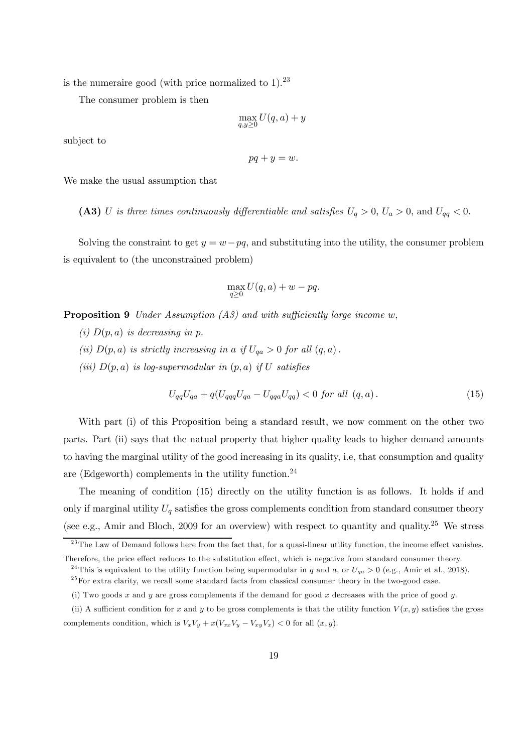is the numeraire good (with price normalized to 1).[23]

The consumer problem is then

$$\max_{q,y\geq 0} U(q,a)+y$$

subject to

$$pq+y=w.$$

We make the usual assumption that

**(A3)** *U is three times continuously differentiable and satisfies* $U_q>0$, $U_a>0$, and $U_{qq}<0$.

Solving the constraint to get $y=w-pq$, and substituting into the utility, the consumer problem is equivalent to (the unconstrained problem)

$$\max_{q\geq 0} U(q,a)+w-pq.$$

**Proposition 9** *Under Assumption (A3) and with sufficiently large income w,*

*(i)* $D(p,a)$ *is decreasing in p.*

*(ii)* $D(p,a)$ *is strictly increasing in a if* $U_{qa}>0$ *for all* $(q,a)$.

*(iii)* $D(p,a)$ *is log-supermodular in* $(p,a)$ *if U satisfies*

$$U_{qq}U_{qa}+q(U_{qqq}U_{qa}-U_{qqa}U_{qq})<0 \text{ for all } (q,a). \tag{15}$$

With part (i) of this Proposition being a standard result, we now comment on the other two parts. Part (ii) says that the natual property that higher quality leads to higher demand amounts to having the marginal utility of the good increasing in its quality, i.e, that consumption and quality are (Edgeworth) complements in the utility function.[24]

The meaning of condition (15) directly on the utility function is as follows. It holds if and only if marginal utility $U_q$ satisfies the gross complements condition from standard consumer theory (see e.g., Amir and Bloch, 2009 for an overview) with respect to quantity and quality.[25] We stress

---

[23] The Law of Demand follows here from the fact that, for a quasi-linear utility function, the income effect vanishes. Therefore, the price effect reduces to the substitution effect, which is negative from standard consumer theory.

[24] This is equivalent to the utility function being supermodular in $q$ and $a$, or $U_{qa}>0$ (e.g., Amir et al., 2018).

[25] For extra clarity, we recall some standard facts from classical consumer theory in the two-good case.

(i) Two goods $x$ and $y$ are gross complements if the demand for good $x$ decreases with the price of good $y$.

(ii) A sufficient condition for $x$ and $y$ to be gross complements is that the utility function $V(x,y)$ satisfies the gross complements condition, which is $V_xV_y+x(V_{xx}V_y-V_{xy}V_x)<0$ for all $(x,y)$.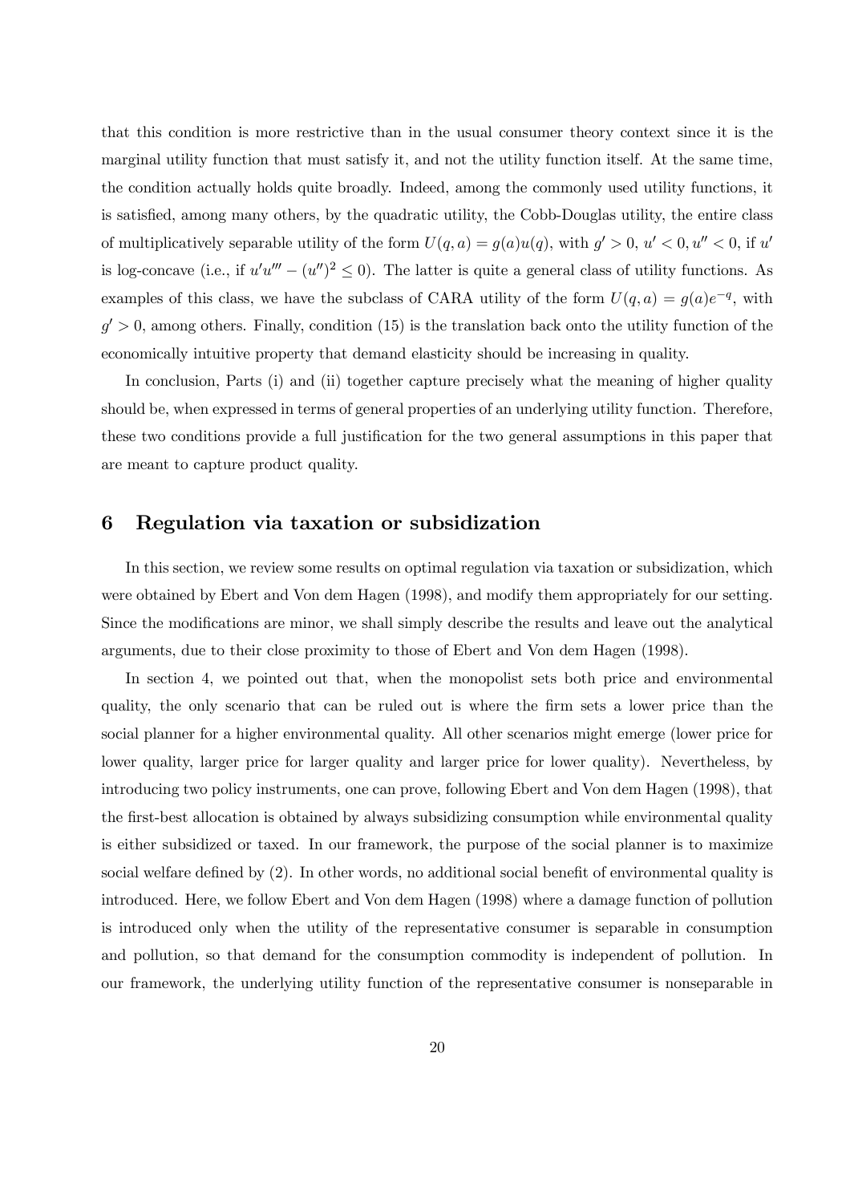that this condition is more restrictive than in the usual consumer theory context since it is the marginal utility function that must satisfy it, and not the utility function itself. At the same time, the condition actually holds quite broadly. Indeed, among the commonly used utility functions, it is satisfied, among many others, by the quadratic utility, the Cobb-Douglas utility, the entire class of multiplicatively separable utility of the form $U(q,a) = g(a)u(q)$, with $g' > 0$, $u' < 0, u'' < 0$, if $u'$ is log-concave (i.e., if $u'u''' - (u'')^2 \leq 0$). The latter is quite a general class of utility functions. As examples of this class, we have the subclass of CARA utility of the form $U(q,a) = g(a)e^{-q}$, with $g' > 0$, among others. Finally, condition (15) is the translation back onto the utility function of the economically intuitive property that demand elasticity should be increasing in quality.

In conclusion, Parts (i) and (ii) together capture precisely what the meaning of higher quality should be, when expressed in terms of general properties of an underlying utility function. Therefore, these two conditions provide a full justification for the two general assumptions in this paper that are meant to capture product quality.

# 6 Regulation via taxation or subsidization

In this section, we review some results on optimal regulation via taxation or subsidization, which were obtained by Ebert and Von dem Hagen (1998), and modify them appropriately for our setting. Since the modifications are minor, we shall simply describe the results and leave out the analytical arguments, due to their close proximity to those of Ebert and Von dem Hagen (1998).

In section 4, we pointed out that, when the monopolist sets both price and environmental quality, the only scenario that can be ruled out is where the firm sets a lower price than the social planner for a higher environmental quality. All other scenarios might emerge (lower price for lower quality, larger price for larger quality and larger price for lower quality). Nevertheless, by introducing two policy instruments, one can prove, following Ebert and Von dem Hagen (1998), that the first-best allocation is obtained by always subsidizing consumption while environmental quality is either subsidized or taxed. In our framework, the purpose of the social planner is to maximize social welfare defined by (2). In other words, no additional social benefit of environmental quality is introduced. Here, we follow Ebert and Von dem Hagen (1998) where a damage function of pollution is introduced only when the utility of the representative consumer is separable in consumption and pollution, so that demand for the consumption commodity is independent of pollution. In our framework, the underlying utility function of the representative consumer is nonseparable in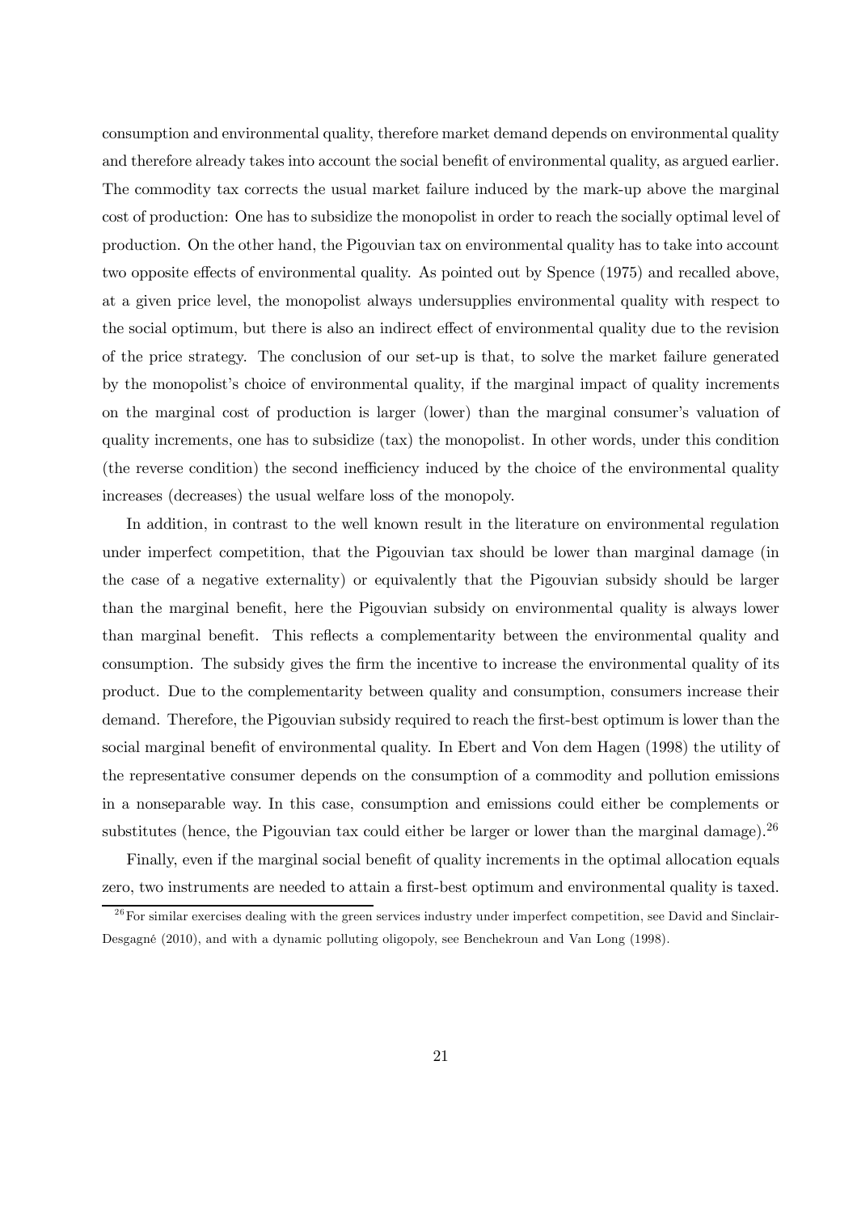consumption and environmental quality, therefore market demand depends on environmental quality and therefore already takes into account the social benefit of environmental quality, as argued earlier. The commodity tax corrects the usual market failure induced by the mark-up above the marginal cost of production: One has to subsidize the monopolist in order to reach the socially optimal level of production. On the other hand, the Pigouvian tax on environmental quality has to take into account two opposite effects of environmental quality. As pointed out by Spence (1975) and recalled above, at a given price level, the monopolist always undersupplies environmental quality with respect to the social optimum, but there is also an indirect effect of environmental quality due to the revision of the price strategy. The conclusion of our set-up is that, to solve the market failure generated by the monopolist's choice of environmental quality, if the marginal impact of quality increments on the marginal cost of production is larger (lower) than the marginal consumer's valuation of quality increments, one has to subsidize (tax) the monopolist. In other words, under this condition (the reverse condition) the second inefficiency induced by the choice of the environmental quality increases (decreases) the usual welfare loss of the monopoly.

In addition, in contrast to the well known result in the literature on environmental regulation under imperfect competition, that the Pigouvian tax should be lower than marginal damage (in the case of a negative externality) or equivalently that the Pigouvian subsidy should be larger than the marginal benefit, here the Pigouvian subsidy on environmental quality is always lower than marginal benefit. This reflects a complementarity between the environmental quality and consumption. The subsidy gives the firm the incentive to increase the environmental quality of its product. Due to the complementarity between quality and consumption, consumers increase their demand. Therefore, the Pigouvian subsidy required to reach the first-best optimum is lower than the social marginal benefit of environmental quality. In Ebert and Von dem Hagen (1998) the utility of the representative consumer depends on the consumption of a commodity and pollution emissions in a nonseparable way. In this case, consumption and emissions could either be complements or substitutes (hence, the Pigouvian tax could either be larger or lower than the marginal damage).[26]

Finally, even if the marginal social benefit of quality increments in the optimal allocation equals zero, two instruments are needed to attain a first-best optimum and environmental quality is taxed.

[26] For similar exercises dealing with the green services industry under imperfect competition, see David and Sinclair-Desgagné (2010), and with a dynamic polluting oligopoly, see Benchekroun and Van Long (1998).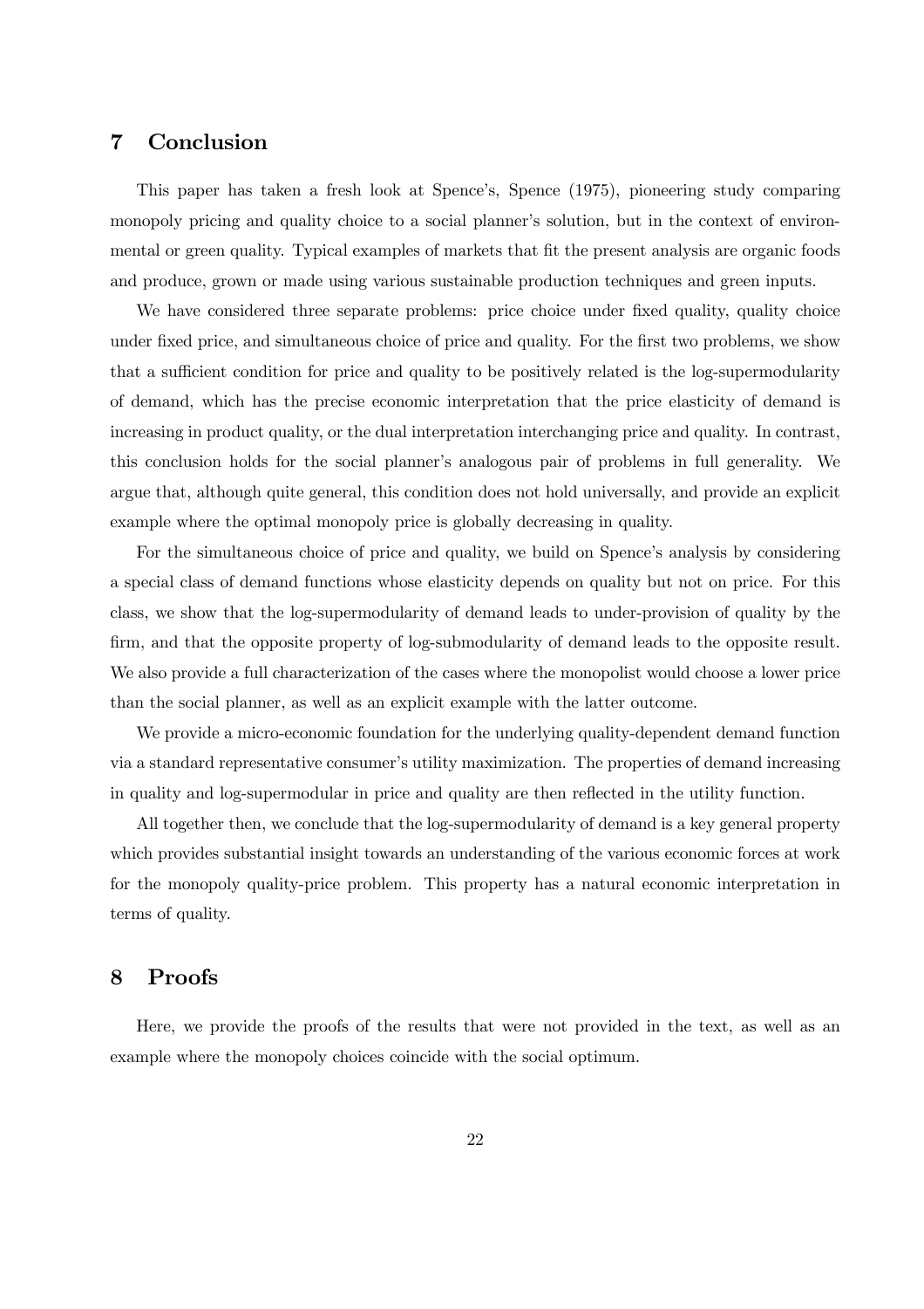## 7 Conclusion

This paper has taken a fresh look at Spence's, Spence (1975), pioneering study comparing monopoly pricing and quality choice to a social planner's solution, but in the context of environmental or green quality. Typical examples of markets that fit the present analysis are organic foods and produce, grown or made using various sustainable production techniques and green inputs.

We have considered three separate problems: price choice under fixed quality, quality choice under fixed price, and simultaneous choice of price and quality. For the first two problems, we show that a sufficient condition for price and quality to be positively related is the log-supermodularity of demand, which has the precise economic interpretation that the price elasticity of demand is increasing in product quality, or the dual interpretation interchanging price and quality. In contrast, this conclusion holds for the social planner's analogous pair of problems in full generality. We argue that, although quite general, this condition does not hold universally, and provide an explicit example where the optimal monopoly price is globally decreasing in quality.

For the simultaneous choice of price and quality, we build on Spence's analysis by considering a special class of demand functions whose elasticity depends on quality but not on price. For this class, we show that the log-supermodularity of demand leads to under-provision of quality by the firm, and that the opposite property of log-submodularity of demand leads to the opposite result. We also provide a full characterization of the cases where the monopolist would choose a lower price than the social planner, as well as an explicit example with the latter outcome.

We provide a micro-economic foundation for the underlying quality-dependent demand function via a standard representative consumer's utility maximization. The properties of demand increasing in quality and log-supermodular in price and quality are then reflected in the utility function.

All together then, we conclude that the log-supermodularity of demand is a key general property which provides substantial insight towards an understanding of the various economic forces at work for the monopoly quality-price problem. This property has a natural economic interpretation in terms of quality.

## 8 Proofs

Here, we provide the proofs of the results that were not provided in the text, as well as an example where the monopoly choices coincide with the social optimum.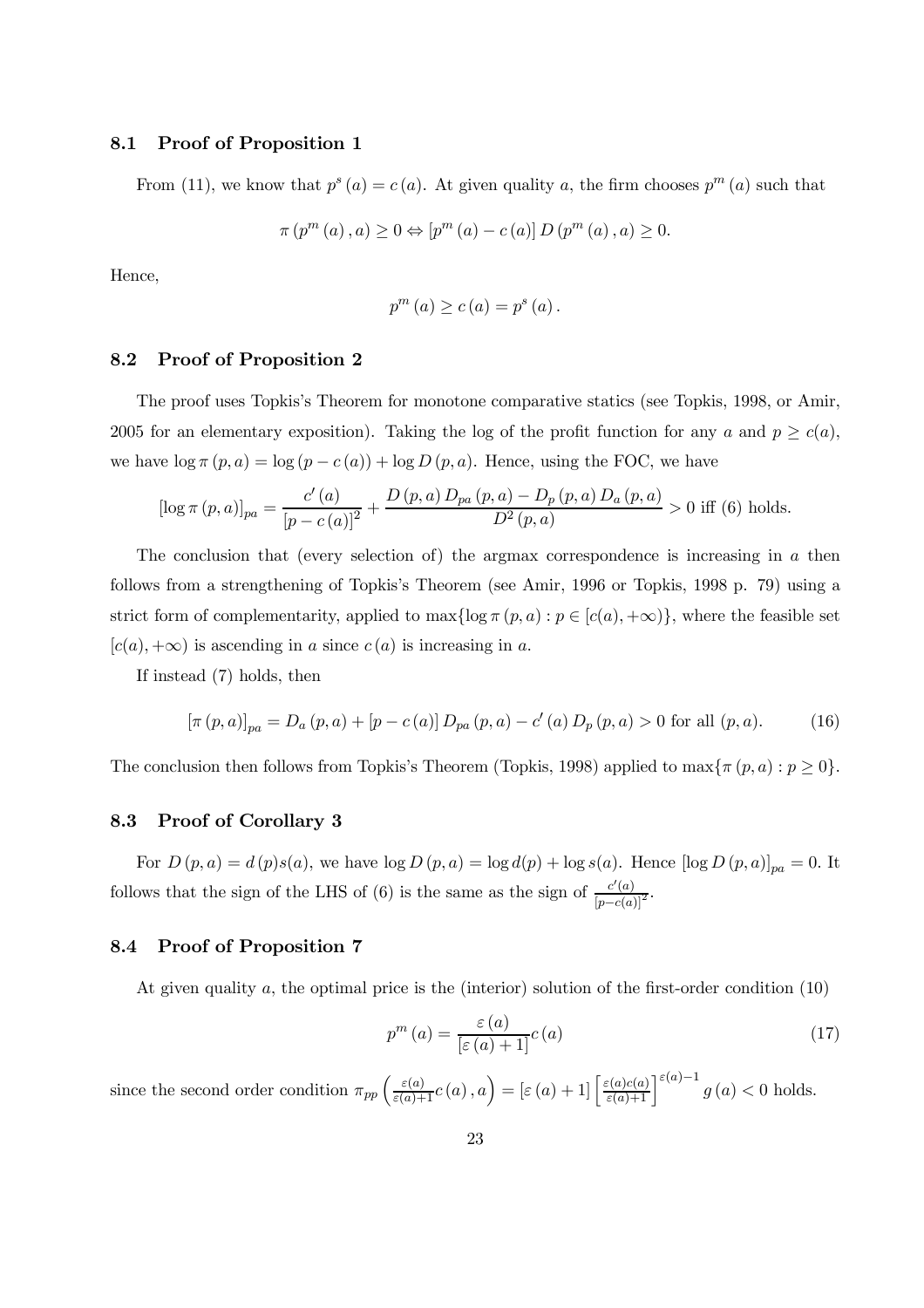### 8.1 Proof of Proposition 1

From (11), we know that $p^s(a) = c(a)$. At given quality $a$, the firm chooses $p^m(a)$ such that

$$\pi(p^m(a), a) \geq 0 \Leftrightarrow [p^m(a) - c(a)] D(p^m(a), a) \geq 0.$$

Hence,

$$p^m(a) \geq c(a) = p^s(a).$$

### 8.2 Proof of Proposition 2

The proof uses Topkis's Theorem for monotone comparative statics (see Topkis, 1998, or Amir, 2005 for an elementary exposition). Taking the log of the profit function for any $a$ and $p \geq c(a)$, we have $\log \pi(p, a) = \log(p - c(a)) + \log D(p, a)$. Hence, using the FOC, we have

$$[\log \pi(p, a)]_{pa} = \frac{c'(a)}{[p - c(a)]^2} + \frac{D(p, a) D_{pa}(p, a) - D_p(p, a) D_a(p, a)}{D^2(p, a)} > 0 \text{ iff (6) holds.}$$

The conclusion that (every selection of) the argmax correspondence is increasing in $a$ then follows from a strengthening of Topkis's Theorem (see Amir, 1996 or Topkis, 1998 p. 79) using a strict form of complementarity, applied to $\max\{\log \pi(p, a) : p \in [c(a), +\infty)\}$, where the feasible set $[c(a), +\infty)$ is ascending in $a$ since $c(a)$ is increasing in $a$.

If instead (7) holds, then

$$[\pi(p, a)]_{pa} = D_a(p, a) + [p - c(a)] D_{pa}(p, a) - c'(a) D_p(p, a) > 0 \text{ for all } (p, a). \tag{16}$$

The conclusion then follows from Topkis's Theorem (Topkis, 1998) applied to $\max\{\pi(p, a) : p \geq 0\}$.

### 8.3 Proof of Corollary 3

For $D(p, a) = d(p)s(a)$, we have $\log D(p, a) = \log d(p) + \log s(a)$. Hence $[\log D(p, a)]_{pa} = 0$. It follows that the sign of the LHS of (6) is the same as the sign of $\frac{c'(a)}{[p - c(a)]^2}$.

### 8.4 Proof of Proposition 7

At given quality $a$, the optimal price is the (interior) solution of the first-order condition (10)

$$p^m(a) = \frac{\varepsilon(a)}{[\varepsilon(a) + 1]} c(a) \tag{17}$$

since the second order condition $\pi_{pp}\left(\frac{\varepsilon(a)}{\varepsilon(a)+1} c(a), a\right) = [\varepsilon(a) + 1] \left[\frac{\varepsilon(a) c(a)}{\varepsilon(a)+1}\right]^{\varepsilon(a)-1} g(a) < 0$ holds.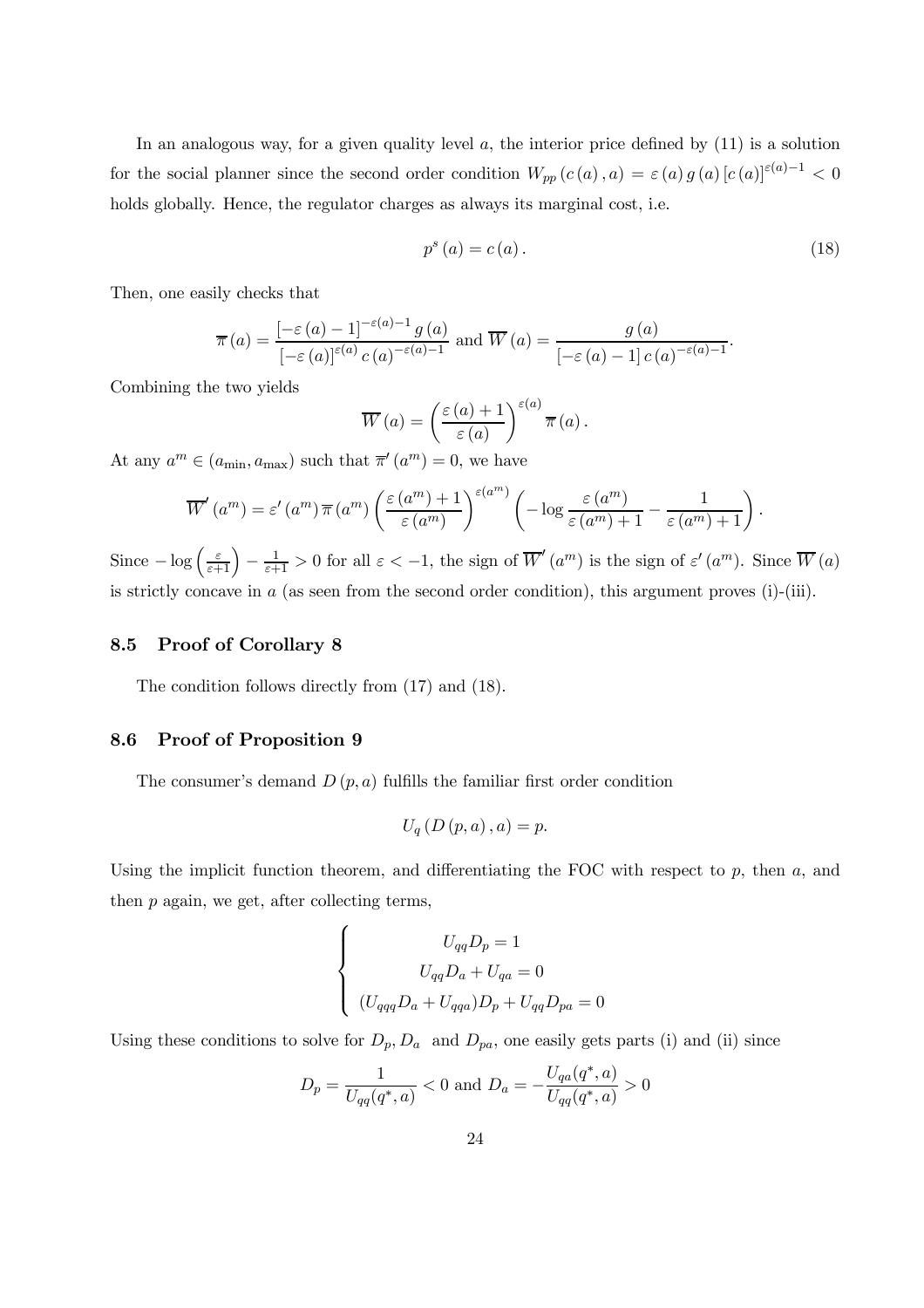In an analogous way, for a given quality level $a$, the interior price defined by (11) is a solution for the social planner since the second order condition $W_{pp}(c(a), a) = \varepsilon(a) g(a) [c(a)]^{\varepsilon(a)-1} < 0$ holds globally. Hence, the regulator charges as always its marginal cost, i.e.

$$p^s(a) = c(a). \tag{18}$$

Then, one easily checks that

$$\overline{\pi}(a) = \frac{[-\varepsilon(a) - 1]^{-\varepsilon(a)-1} g(a)}{[-\varepsilon(a)]^{\varepsilon(a)} c(a)^{-\varepsilon(a)-1}} \text{ and } \overline{W}(a) = \frac{g(a)}{[-\varepsilon(a) - 1] c(a)^{-\varepsilon(a)-1}}.$$

Combining the two yields

$$\overline{W}(a) = \left(\frac{\varepsilon(a) + 1}{\varepsilon(a)}\right)^{\varepsilon(a)} \overline{\pi}(a).$$

At any $a^m \in (a_{\min}, a_{\max})$ such that $\overline{\pi}'(a^m) = 0$, we have

$$\overline{W}'(a^m) = \varepsilon'(a^m) \overline{\pi}(a^m) \left(\frac{\varepsilon(a^m) + 1}{\varepsilon(a^m)}\right)^{\varepsilon(a^m)} \left(-\log \frac{\varepsilon(a^m)}{\varepsilon(a^m) + 1} - \frac{1}{\varepsilon(a^m) + 1}\right).$$

Since $-\log\left(\frac{\varepsilon}{\varepsilon+1}\right) - \frac{1}{\varepsilon+1} > 0$ for all $\varepsilon < -1$, the sign of $\overline{W}'(a^m)$ is the sign of $\varepsilon'(a^m)$. Since $\overline{W}(a)$ is strictly concave in $a$ (as seen from the second order condition), this argument proves (i)-(iii).

### 8.5 Proof of Corollary 8

The condition follows directly from (17) and (18).

### 8.6 Proof of Proposition 9

The consumer's demand $D(p, a)$ fulfills the familiar first order condition

$$U_q(D(p, a), a) = p.$$

Using the implicit function theorem, and differentiating the FOC with respect to $p$, then $a$, and then $p$ again, we get, after collecting terms,

$$\begin{cases} U_{qq} D_p = 1 \\ U_{qq} D_a + U_{qa} = 0 \\ (U_{qqq} D_a + U_{qqa}) D_p + U_{qq} D_{pa} = 0 \end{cases}$$

Using these conditions to solve for $D_p, D_a$ and $D_{pa}$, one easily gets parts (i) and (ii) since

$$D_p = \frac{1}{U_{qq}(q^*, a)} < 0 \text{ and } D_a = -\frac{U_{qa}(q^*, a)}{U_{qq}(q^*, a)} > 0$$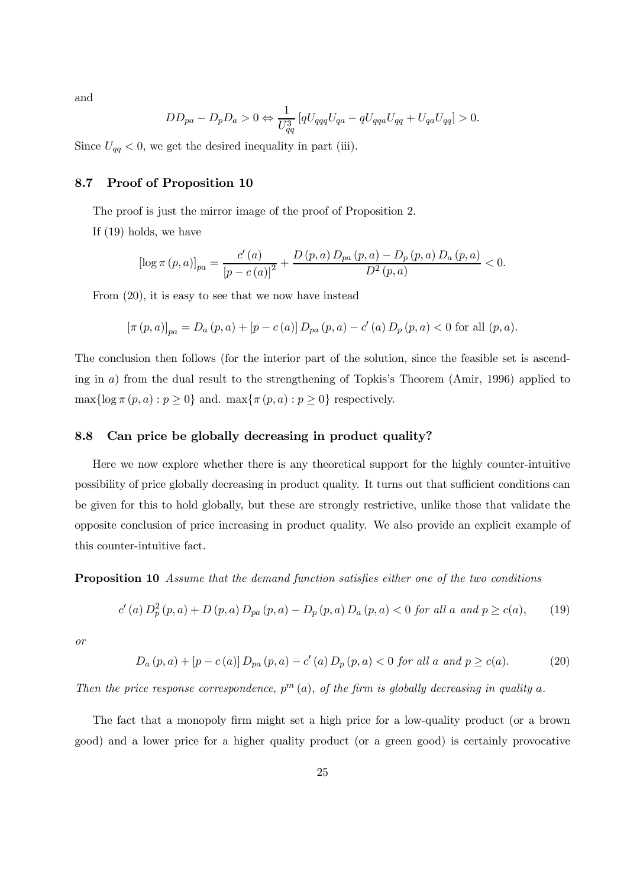and

$$DD_{pa} - D_p D_a > 0 \Leftrightarrow \frac{1}{U_{qq}^3}\left[qU_{qqq}U_{qa} - qU_{qqa}U_{qq} + U_{qa}U_{qq}\right] > 0.$$

Since $U_{qq} < 0$, we get the desired inequality in part (iii).

### 8.7 Proof of Proposition 10

The proof is just the mirror image of the proof of Proposition 2.

If (19) holds, we have

$$[\log \pi(p,a)]_{pa} = \frac{c'(a)}{[p - c(a)]^2} + \frac{D(p,a)\, D_{pa}(p,a) - D_p(p,a)\, D_a(p,a)}{D^2(p,a)} < 0.$$

From (20), it is easy to see that we now have instead

$$[\pi(p,a)]_{pa} = D_a(p,a) + [p - c(a)]\, D_{pa}(p,a) - c'(a)\, D_p(p,a) < 0 \text{ for all } (p,a).$$

The conclusion then follows (for the interior part of the solution, since the feasible set is ascending in $a$) from the dual result to the strengthening of Topkis's Theorem (Amir, 1996) applied to $\max\{\log \pi(p,a) : p \geq 0\}$ and. $\max\{\pi(p,a) : p \geq 0\}$ respectively.

### 8.8 Can price be globally decreasing in product quality?

Here we now explore whether there is any theoretical support for the highly counter-intuitive possibility of price globally decreasing in product quality. It turns out that sufficient conditions can be given for this to hold globally, but these are strongly restrictive, unlike those that validate the opposite conclusion of price increasing in product quality. We also provide an explicit example of this counter-intuitive fact.

**Proposition 10** *Assume that the demand function satisfies either one of the two conditions*

$$c'(a)\, D_p^2(p,a) + D(p,a)\, D_{pa}(p,a) - D_p(p,a)\, D_a(p,a) < 0 \text{ for all } a \text{ and } p \geq c(a), \qquad (19)$$

*or*

$$D_a(p,a) + [p - c(a)]\, D_{pa}(p,a) - c'(a)\, D_p(p,a) < 0 \text{ for all } a \text{ and } p \geq c(a). \qquad (20)$$

*Then the price response correspondence, $p^m(a)$, of the firm is globally decreasing in quality $a$.*

The fact that a monopoly firm might set a high price for a low-quality product (or a brown good) and a lower price for a higher quality product (or a green good) is certainly provocative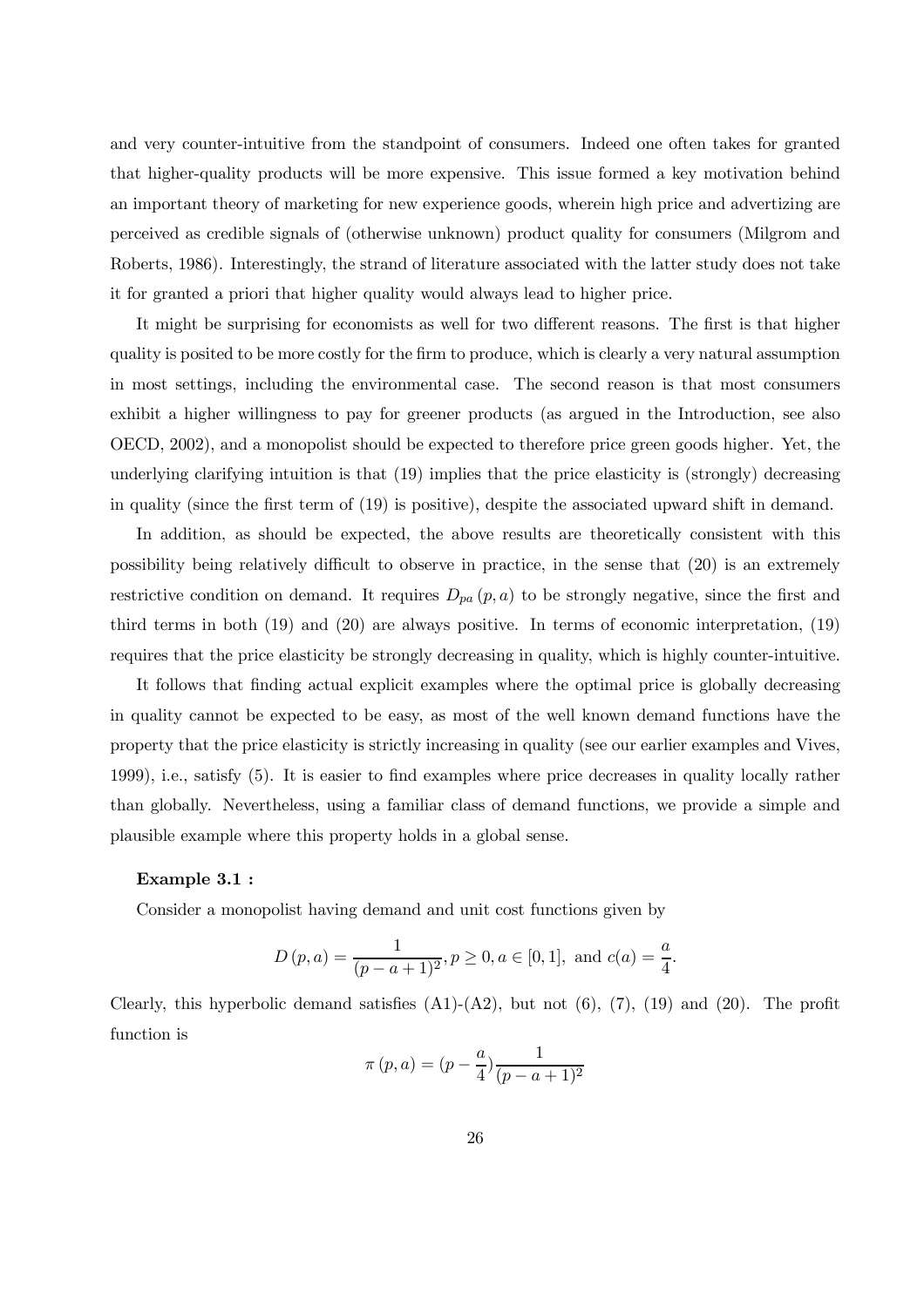and very counter-intuitive from the standpoint of consumers. Indeed one often takes for granted that higher-quality products will be more expensive. This issue formed a key motivation behind an important theory of marketing for new experience goods, wherein high price and advertizing are perceived as credible signals of (otherwise unknown) product quality for consumers (Milgrom and Roberts, 1986). Interestingly, the strand of literature associated with the latter study does not take it for granted a priori that higher quality would always lead to higher price.

It might be surprising for economists as well for two different reasons. The first is that higher quality is posited to be more costly for the firm to produce, which is clearly a very natural assumption in most settings, including the environmental case. The second reason is that most consumers exhibit a higher willingness to pay for greener products (as argued in the Introduction, see also OECD, 2002), and a monopolist should be expected to therefore price green goods higher. Yet, the underlying clarifying intuition is that (19) implies that the price elasticity is (strongly) decreasing in quality (since the first term of (19) is positive), despite the associated upward shift in demand.

In addition, as should be expected, the above results are theoretically consistent with this possibility being relatively difficult to observe in practice, in the sense that (20) is an extremely restrictive condition on demand. It requires $D_{pa}(p, a)$ to be strongly negative, since the first and third terms in both (19) and (20) are always positive. In terms of economic interpretation, (19) requires that the price elasticity be strongly decreasing in quality, which is highly counter-intuitive.

It follows that finding actual explicit examples where the optimal price is globally decreasing in quality cannot be expected to be easy, as most of the well known demand functions have the property that the price elasticity is strictly increasing in quality (see our earlier examples and Vives, 1999), i.e., satisfy (5). It is easier to find examples where price decreases in quality locally rather than globally. Nevertheless, using a familiar class of demand functions, we provide a simple and plausible example where this property holds in a global sense.

**Example 3.1 :**

Consider a monopolist having demand and unit cost functions given by

$$D(p, a) = \frac{1}{(p - a + 1)^2}, p \geq 0, a \in [0, 1], \text{ and } c(a) = \frac{a}{4}.$$

Clearly, this hyperbolic demand satisfies (A1)-(A2), but not (6), (7), (19) and (20). The profit function is

$$\pi(p, a) = (p - \frac{a}{4})\frac{1}{(p - a + 1)^2}$$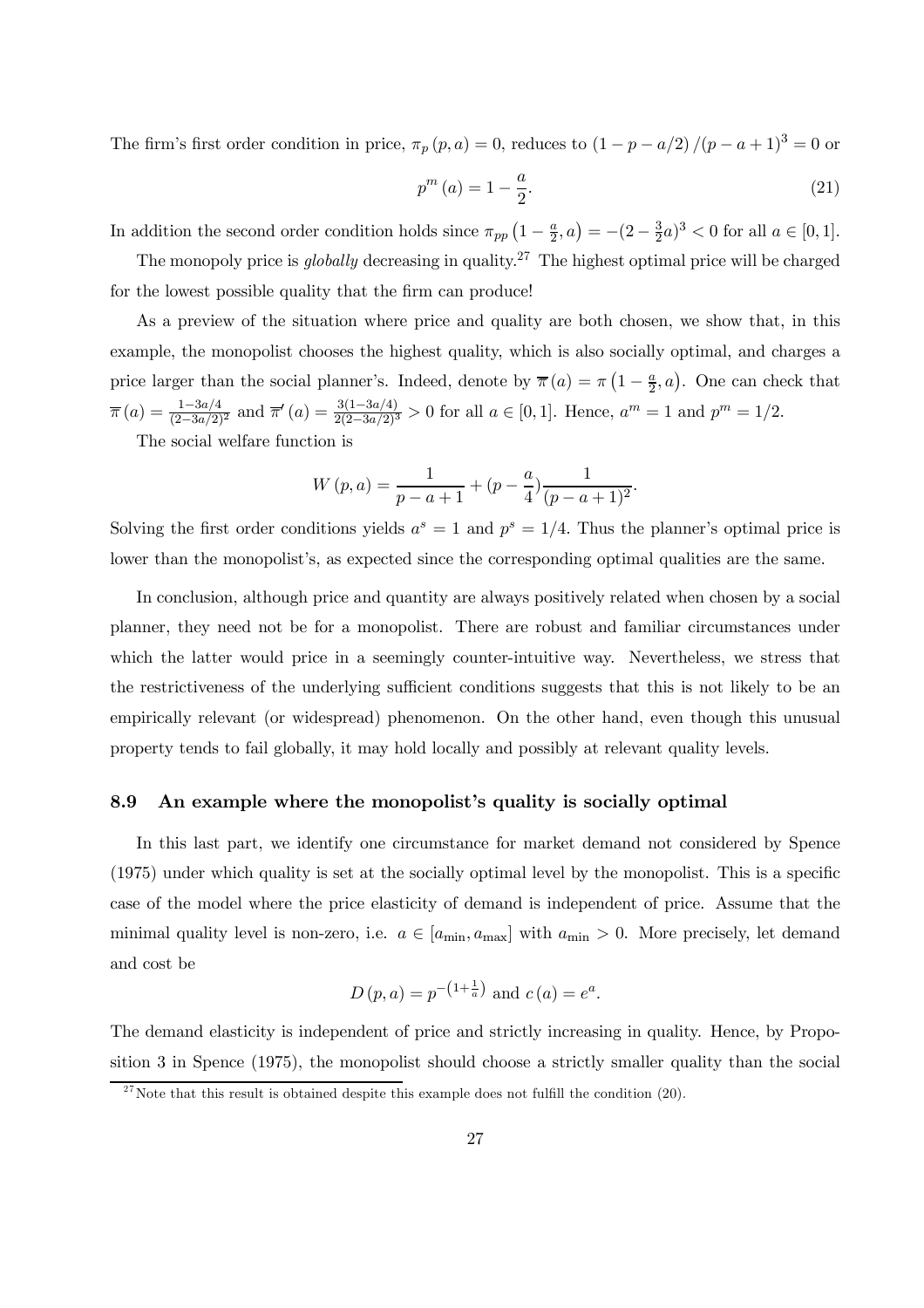The firm's first order condition in price, $\pi_p(p,a) = 0$, reduces to $(1-p-a/2)/(p-a+1)^3 = 0$ or

$$p^m(a) = 1 - \frac{a}{2}. \tag{21}$$

In addition the second order condition holds since $\pi_{pp}\left(1-\frac{a}{2}, a\right) = -(2-\frac{3}{2}a)^3 < 0$ for all $a \in [0,1]$.

The monopoly price is *globally* decreasing in quality.[27] The highest optimal price will be charged for the lowest possible quality that the firm can produce!

As a preview of the situation where price and quality are both chosen, we show that, in this example, the monopolist chooses the highest quality, which is also socially optimal, and charges a price larger than the social planner's. Indeed, denote by $\overline{\pi}(a) = \pi\left(1-\frac{a}{2}, a\right)$. One can check that $\overline{\pi}(a) = \frac{1-3a/4}{(2-3a/2)^2}$ and $\overline{\pi}'(a) = \frac{3(1-3a/4)}{2(2-3a/2)^3} > 0$ for all $a \in [0,1]$. Hence, $a^m = 1$ and $p^m = 1/2$.

The social welfare function is

$$W(p,a) = \frac{1}{p-a+1} + (p - \frac{a}{4})\frac{1}{(p-a+1)^2}.$$

Solving the first order conditions yields $a^s = 1$ and $p^s = 1/4$. Thus the planner's optimal price is lower than the monopolist's, as expected since the corresponding optimal qualities are the same.

In conclusion, although price and quantity are always positively related when chosen by a social planner, they need not be for a monopolist. There are robust and familiar circumstances under which the latter would price in a seemingly counter-intuitive way. Nevertheless, we stress that the restrictiveness of the underlying sufficient conditions suggests that this is not likely to be an empirically relevant (or widespread) phenomenon. On the other hand, even though this unusual property tends to fail globally, it may hold locally and possibly at relevant quality levels.

### 8.9 An example where the monopolist's quality is socially optimal

In this last part, we identify one circumstance for market demand not considered by Spence (1975) under which quality is set at the socially optimal level by the monopolist. This is a specific case of the model where the price elasticity of demand is independent of price. Assume that the minimal quality level is non-zero, i.e. $a \in [a_{\min}, a_{\max}]$ with $a_{\min} > 0$. More precisely, let demand and cost be

$$D(p,a) = p^{-\left(1+\frac{1}{a}\right)} \text{ and } c(a) = e^a.$$

The demand elasticity is independent of price and strictly increasing in quality. Hence, by Proposition 3 in Spence (1975), the monopolist should choose a strictly smaller quality than the social

[27] Note that this result is obtained despite this example does not fulfill the condition (20).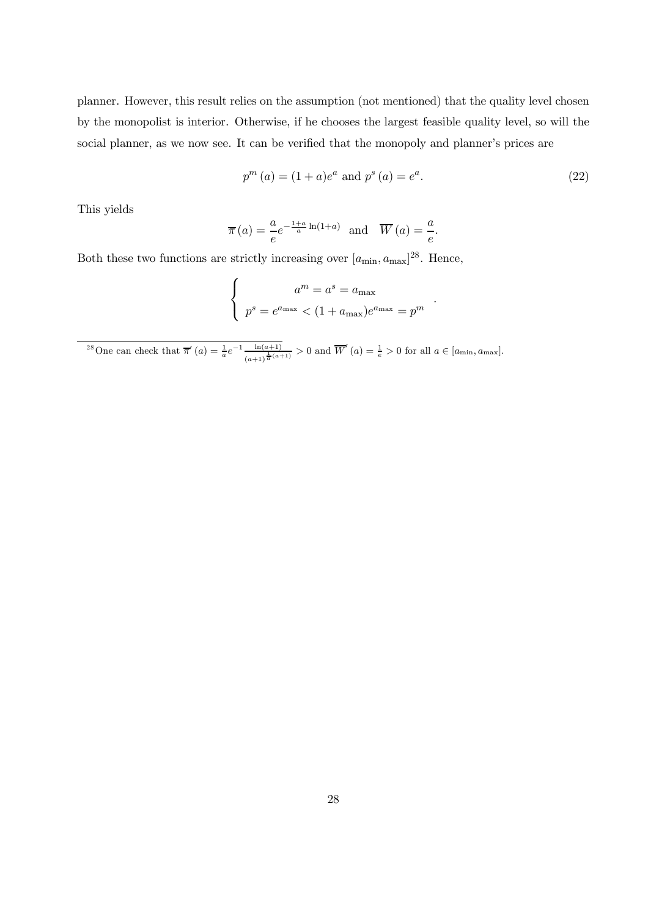planner. However, this result relies on the assumption (not mentioned) that the quality level chosen by the monopolist is interior. Otherwise, if he chooses the largest feasible quality level, so will the social planner, as we now see. It can be verified that the monopoly and planner's prices are

$$p^m(a) = (1+a)e^a \text{ and } p^s(a) = e^a. \tag{22}$$

This yields

$$\overline{\pi}(a) = \frac{a}{e}e^{-\frac{1+a}{a}\ln(1+a)} \quad \text{and} \quad \overline{W}(a) = \frac{a}{e}.$$

Both these two functions are strictly increasing over $[a_{\min}, a_{\max}]$[28]. Hence,

$$\begin{cases} a^m = a^s = a_{\max} \\ p^s = e^{a_{\max}} < (1+a_{\max})e^{a_{\max}} = p^m \end{cases}.$$

[28] One can check that $\overline{\pi}'(a) = \frac{1}{a}e^{-1}\frac{\ln(a+1)}{(a+1)^{\frac{1}{a}(a+1)}} > 0$ and $\overline{W}'(a) = \frac{1}{e} > 0$ for all $a \in [a_{\min}, a_{\max}]$.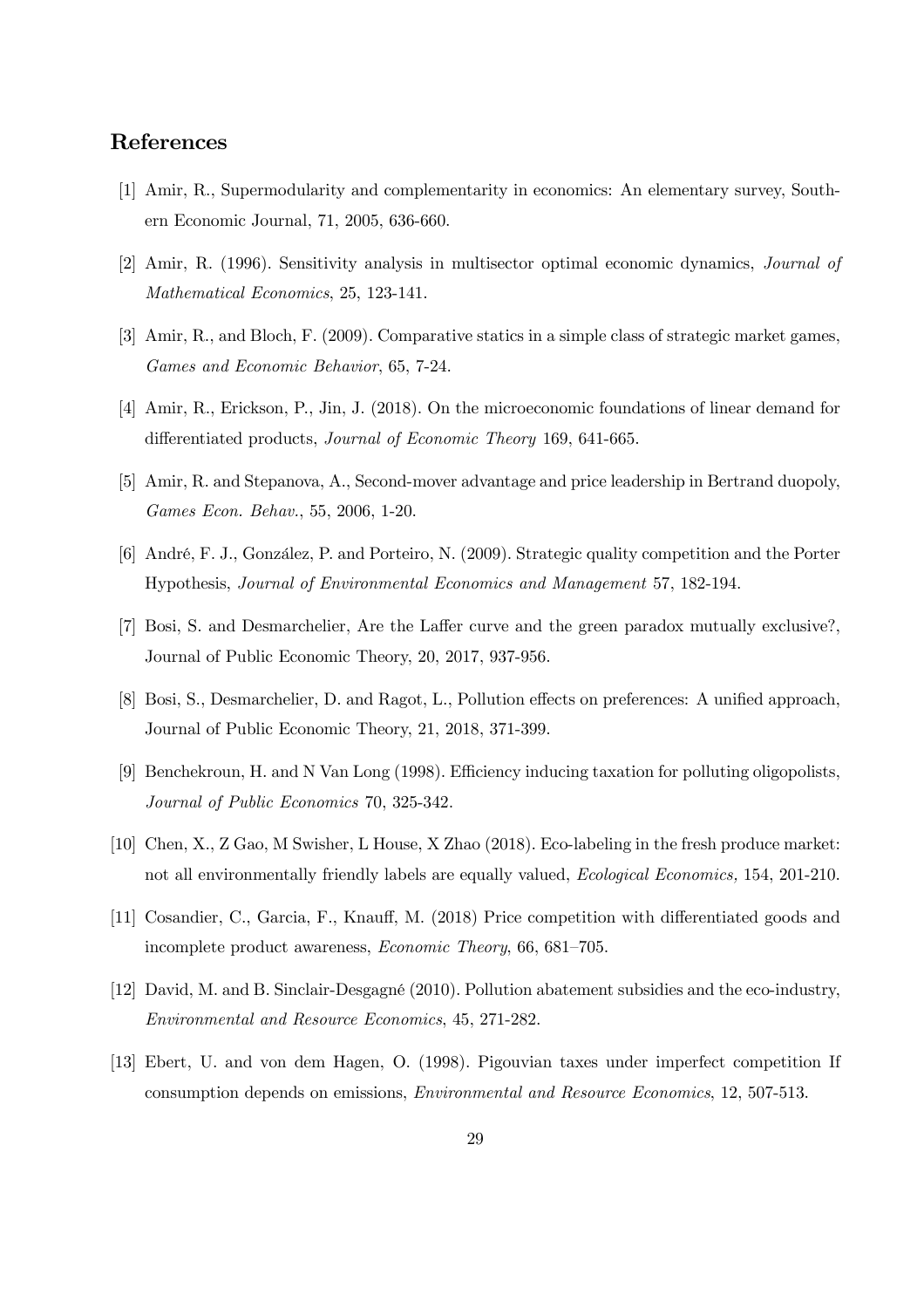## References

[1] Amir, R., Supermodularity and complementarity in economics: An elementary survey, Southern Economic Journal, 71, 2005, 636-660.

[2] Amir, R. (1996). Sensitivity analysis in multisector optimal economic dynamics, *Journal of Mathematical Economics*, 25, 123-141.

[3] Amir, R., and Bloch, F. (2009). Comparative statics in a simple class of strategic market games, *Games and Economic Behavior*, 65, 7-24.

[4] Amir, R., Erickson, P., Jin, J. (2018). On the microeconomic foundations of linear demand for differentiated products, *Journal of Economic Theory* 169, 641-665.

[5] Amir, R. and Stepanova, A., Second-mover advantage and price leadership in Bertrand duopoly, *Games Econ. Behav.*, 55, 2006, 1-20.

[6] André, F. J., González, P. and Porteiro, N. (2009). Strategic quality competition and the Porter Hypothesis, *Journal of Environmental Economics and Management* 57, 182-194.

[7] Bosi, S. and Desmarchelier, Are the Laffer curve and the green paradox mutually exclusive?, Journal of Public Economic Theory, 20, 2017, 937-956.

[8] Bosi, S., Desmarchelier, D. and Ragot, L., Pollution effects on preferences: A unified approach, Journal of Public Economic Theory, 21, 2018, 371-399.

[9] Benchekroun, H. and N Van Long (1998). Efficiency inducing taxation for polluting oligopolists, *Journal of Public Economics* 70, 325-342.

[10] Chen, X., Z Gao, M Swisher, L House, X Zhao (2018). Eco-labeling in the fresh produce market: not all environmentally friendly labels are equally valued, *Ecological Economics,* 154, 201-210.

[11] Cosandier, C., Garcia, F., Knauff, M. (2018) Price competition with differentiated goods and incomplete product awareness, *Economic Theory*, 66, 681–705.

[12] David, M. and B. Sinclair-Desgagné (2010). Pollution abatement subsidies and the eco-industry, *Environmental and Resource Economics*, 45, 271-282.

[13] Ebert, U. and von dem Hagen, O. (1998). Pigouvian taxes under imperfect competition If consumption depends on emissions, *Environmental and Resource Economics*, 12, 507-513.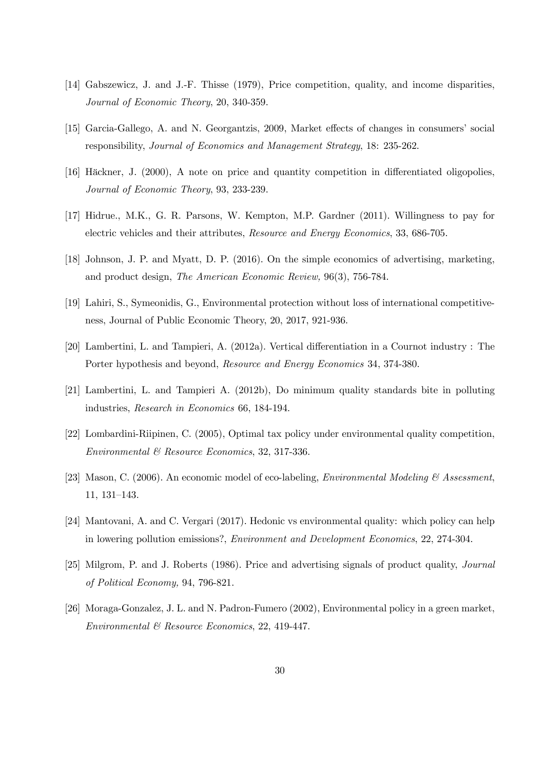[14] Gabszewicz, J. and J.-F. Thisse (1979), Price competition, quality, and income disparities, *Journal of Economic Theory*, 20, 340-359.

[15] Garcia-Gallego, A. and N. Georgantzis, 2009, Market effects of changes in consumers' social responsibility, *Journal of Economics and Management Strategy*, 18: 235-262.

[16] Häckner, J. (2000), A note on price and quantity competition in differentiated oligopolies, *Journal of Economic Theory*, 93, 233-239.

[17] Hidrue., M.K., G. R. Parsons, W. Kempton, M.P. Gardner (2011). Willingness to pay for electric vehicles and their attributes, *Resource and Energy Economics*, 33, 686-705.

[18] Johnson, J. P. and Myatt, D. P. (2016). On the simple economics of advertising, marketing, and product design, *The American Economic Review,* 96(3), 756-784.

[19] Lahiri, S., Symeonidis, G., Environmental protection without loss of international competitiveness, Journal of Public Economic Theory, 20, 2017, 921-936.

[20] Lambertini, L. and Tampieri, A. (2012a). Vertical differentiation in a Cournot industry : The Porter hypothesis and beyond, *Resource and Energy Economics* 34, 374-380.

[21] Lambertini, L. and Tampieri A. (2012b), Do minimum quality standards bite in polluting industries, *Research in Economics* 66, 184-194.

[22] Lombardini-Riipinen, C. (2005), Optimal tax policy under environmental quality competition, *Environmental & Resource Economics*, 32, 317-336.

[23] Mason, C. (2006). An economic model of eco-labeling, *Environmental Modeling & Assessment*, 11, 131–143.

[24] Mantovani, A. and C. Vergari (2017). Hedonic vs environmental quality: which policy can help in lowering pollution emissions?, *Environment and Development Economics*, 22, 274-304.

[25] Milgrom, P. and J. Roberts (1986). Price and advertising signals of product quality, *Journal of Political Economy,* 94, 796-821.

[26] Moraga-Gonzalez, J. L. and N. Padron-Fumero (2002), Environmental policy in a green market, *Environmental & Resource Economics*, 22, 419-447.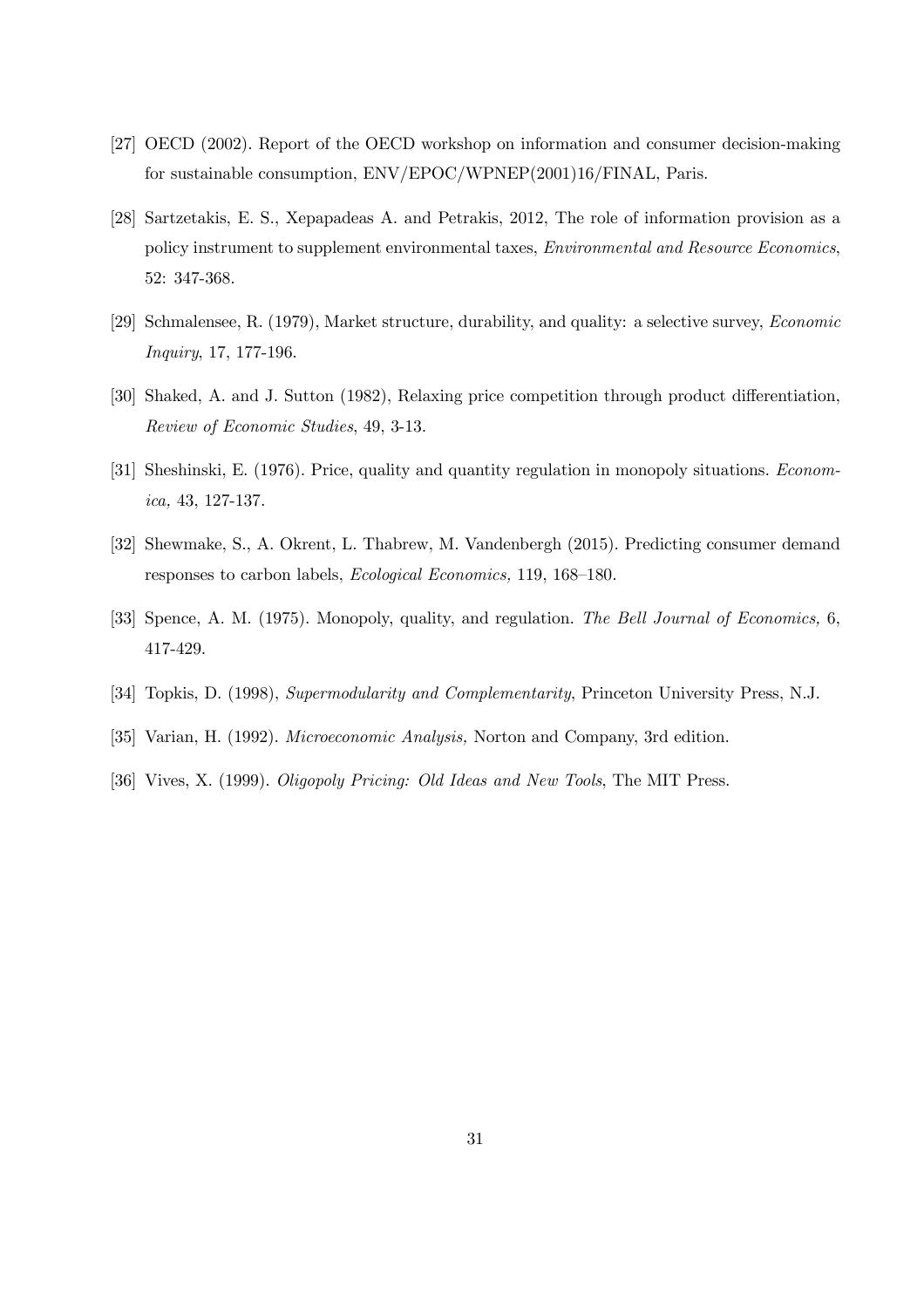[27] OECD (2002). Report of the OECD workshop on information and consumer decision-making for sustainable consumption, ENV/EPOC/WPNEP(2001)16/FINAL, Paris.

[28] Sartzetakis, E. S., Xepapadeas A. and Petrakis, 2012, The role of information provision as a policy instrument to supplement environmental taxes, *Environmental and Resource Economics*, 52: 347-368.

[29] Schmalensee, R. (1979), Market structure, durability, and quality: a selective survey, *Economic Inquiry*, 17, 177-196.

[30] Shaked, A. and J. Sutton (1982), Relaxing price competition through product differentiation, *Review of Economic Studies*, 49, 3-13.

[31] Sheshinski, E. (1976). Price, quality and quantity regulation in monopoly situations. *Economica,* 43, 127-137.

[32] Shewmake, S., A. Okrent, L. Thabrew, M. Vandenbergh (2015). Predicting consumer demand responses to carbon labels, *Ecological Economics,* 119, 168–180.

[33] Spence, A. M. (1975). Monopoly, quality, and regulation. *The Bell Journal of Economics,* 6, 417-429.

[34] Topkis, D. (1998), *Supermodularity and Complementarity*, Princeton University Press, N.J.

[35] Varian, H. (1992). *Microeconomic Analysis,* Norton and Company, 3rd edition.

[36] Vives, X. (1999). *Oligopoly Pricing: Old Ideas and New Tools*, The MIT Press.